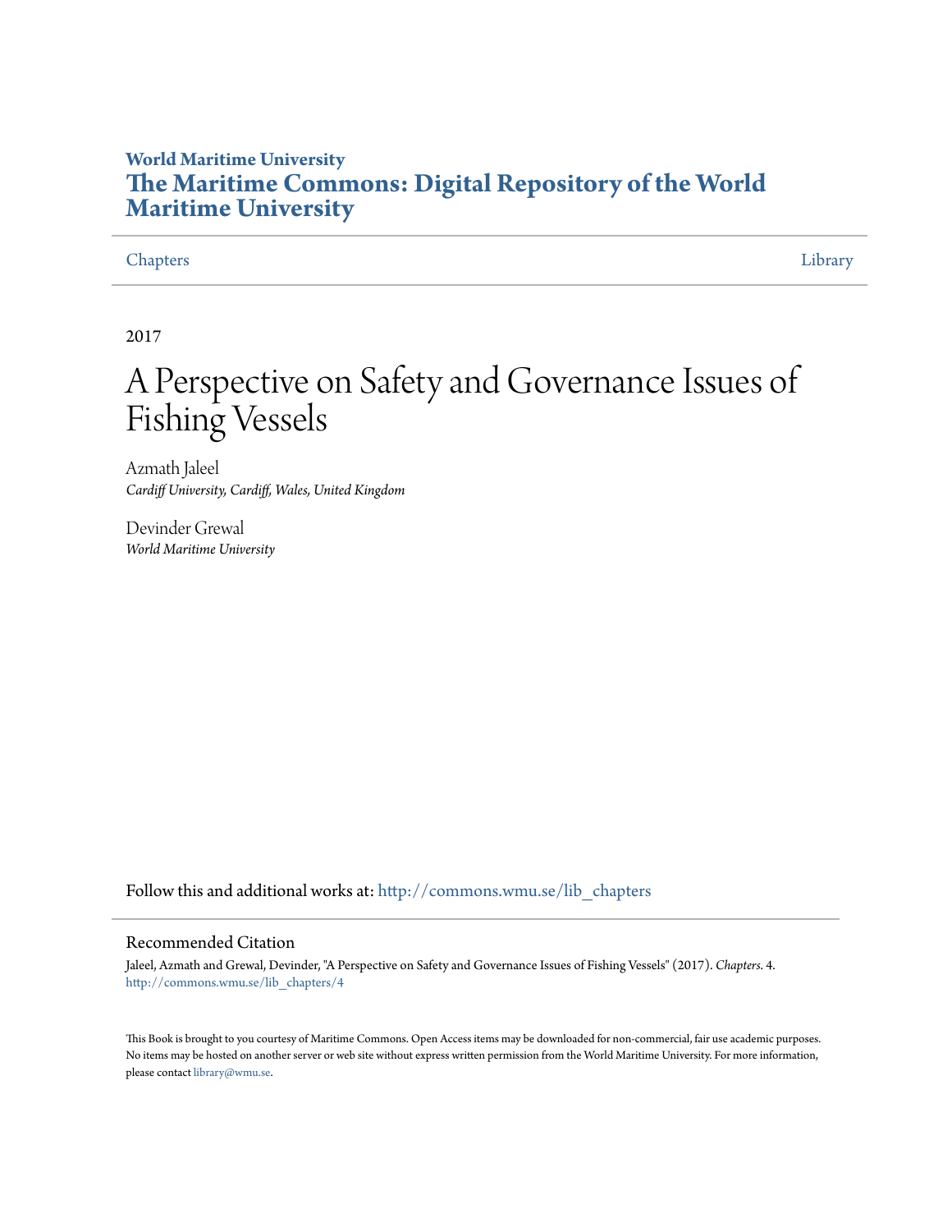World Maritime University

# The Maritime Commons: Digital Repository of the World Maritime University

Chapters | Library

2017

# A Perspective on Safety and Governance Issues of Fishing Vessels

Azmath Jaleel
*Cardiff University, Cardiff, Wales, United Kingdom*

Devinder Grewal
*World Maritime University*

Follow this and additional works at: http://commons.wmu.se/lib_chapters

## Recommended Citation

Jaleel, Azmath and Grewal, Devinder, "A Perspective on Safety and Governance Issues of Fishing Vessels" (2017). *Chapters*. 4.
http://commons.wmu.se/lib_chapters/4

This Book is brought to you courtesy of Maritime Commons. Open Access items may be downloaded for non-commercial, fair use academic purposes. No items may be hosted on another server or web site without express written permission from the World Maritime University. For more information, please contact library@wmu.se.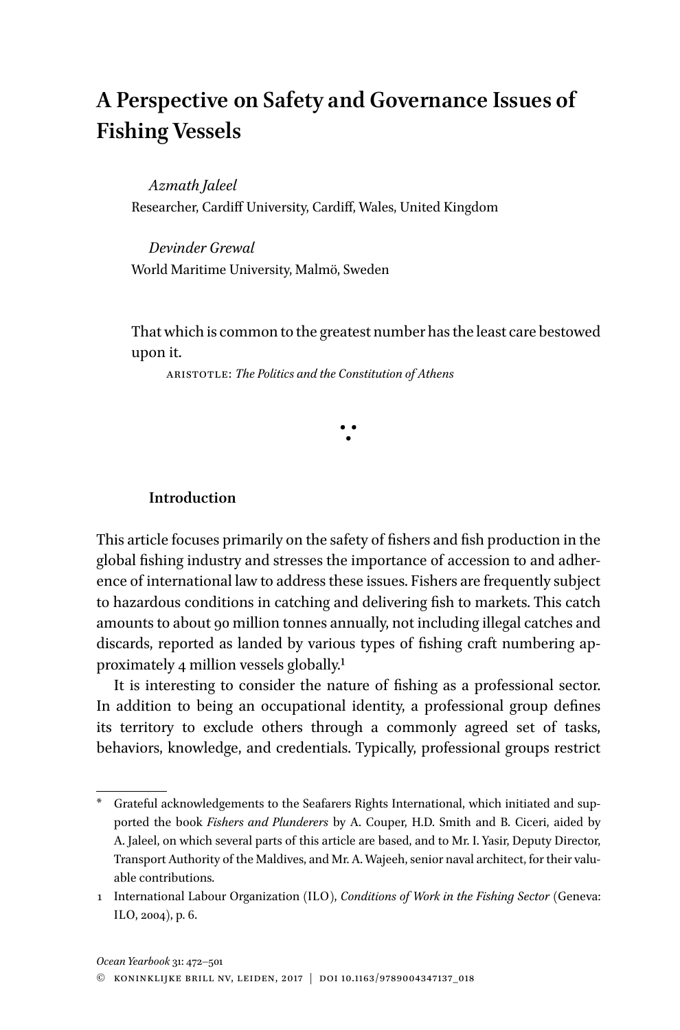# A Perspective on Safety and Governance Issues of Fishing Vessels

*Azmath Jaleel*
Researcher, Cardiff University, Cardiff, Wales, United Kingdom

*Devinder Grewal*
World Maritime University, Malmö, Sweden

That which is common to the greatest number has the least care bestowed upon it.

ARISTOTLE: *The Politics and the Constitution of Athens*

## Introduction

This article focuses primarily on the safety of fishers and fish production in the global fishing industry and stresses the importance of accession to and adherence of international law to address these issues. Fishers are frequently subject to hazardous conditions in catching and delivering fish to markets. This catch amounts to about 90 million tonnes annually, not including illegal catches and discards, reported as landed by various types of fishing craft numbering approximately 4 million vessels globally.[1]

It is interesting to consider the nature of fishing as a professional sector. In addition to being an occupational identity, a professional group defines its territory to exclude others through a commonly agreed set of tasks, behaviors, knowledge, and credentials. Typically, professional groups restrict

---

\* Grateful acknowledgements to the Seafarers Rights International, which initiated and supported the book *Fishers and Plunderers* by A. Couper, H.D. Smith and B. Ciceri, aided by A. Jaleel, on which several parts of this article are based, and to Mr. I. Yasir, Deputy Director, Transport Authority of the Maldives, and Mr. A. Wajeeh, senior naval architect, for their valuable contributions.

1 International Labour Organization (ILO), *Conditions of Work in the Fishing Sector* (Geneva: ILO, 2004), p. 6.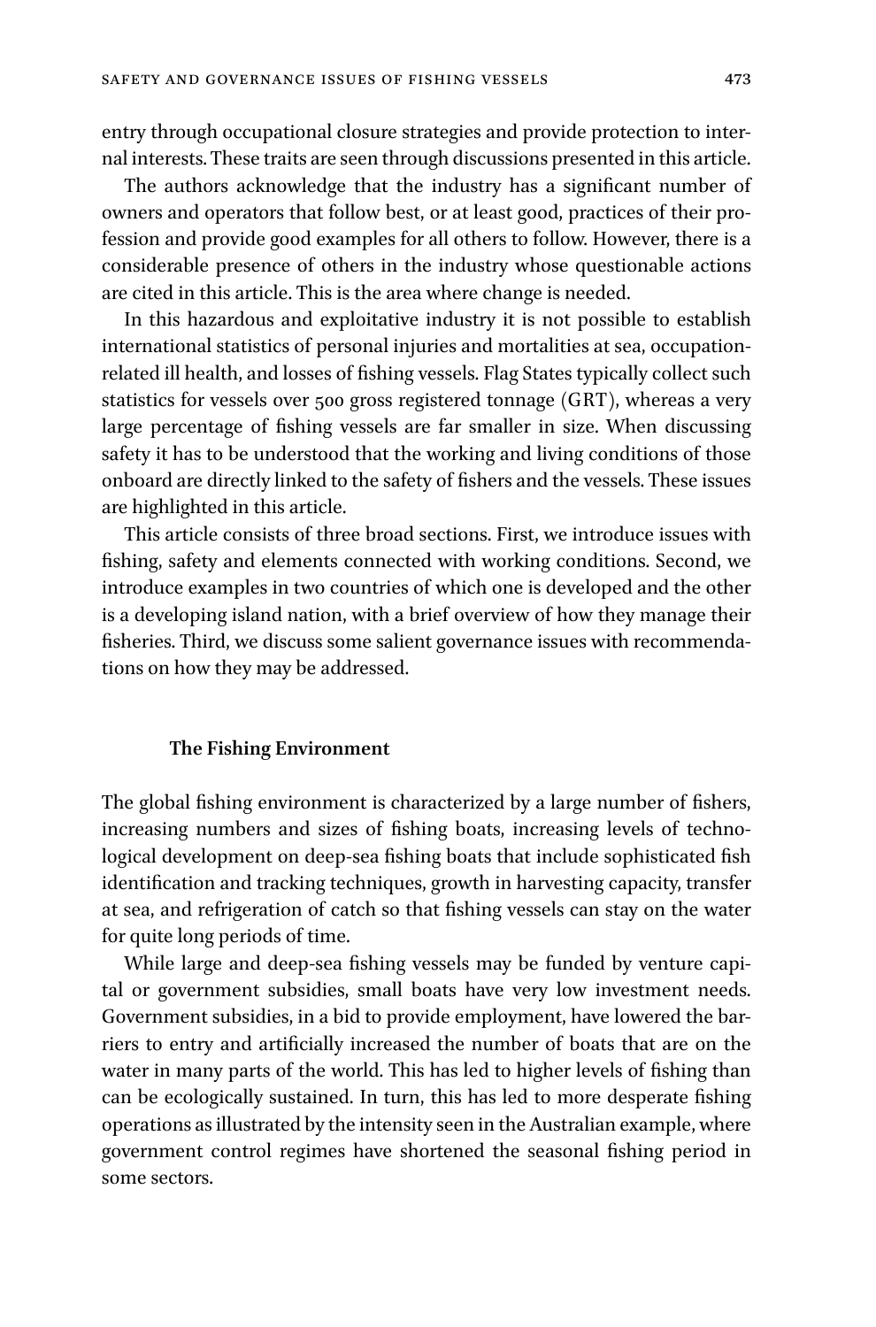entry through occupational closure strategies and provide protection to internal interests. These traits are seen through discussions presented in this article.

The authors acknowledge that the industry has a significant number of owners and operators that follow best, or at least good, practices of their profession and provide good examples for all others to follow. However, there is a considerable presence of others in the industry whose questionable actions are cited in this article. This is the area where change is needed.

In this hazardous and exploitative industry it is not possible to establish international statistics of personal injuries and mortalities at sea, occupation-related ill health, and losses of fishing vessels. Flag States typically collect such statistics for vessels over 500 gross registered tonnage (GRT), whereas a very large percentage of fishing vessels are far smaller in size. When discussing safety it has to be understood that the working and living conditions of those onboard are directly linked to the safety of fishers and the vessels. These issues are highlighted in this article.

This article consists of three broad sections. First, we introduce issues with fishing, safety and elements connected with working conditions. Second, we introduce examples in two countries of which one is developed and the other is a developing island nation, with a brief overview of how they manage their fisheries. Third, we discuss some salient governance issues with recommendations on how they may be addressed.

## The Fishing Environment

The global fishing environment is characterized by a large number of fishers, increasing numbers and sizes of fishing boats, increasing levels of technological development on deep-sea fishing boats that include sophisticated fish identification and tracking techniques, growth in harvesting capacity, transfer at sea, and refrigeration of catch so that fishing vessels can stay on the water for quite long periods of time.

While large and deep-sea fishing vessels may be funded by venture capital or government subsidies, small boats have very low investment needs. Government subsidies, in a bid to provide employment, have lowered the barriers to entry and artificially increased the number of boats that are on the water in many parts of the world. This has led to higher levels of fishing than can be ecologically sustained. In turn, this has led to more desperate fishing operations as illustrated by the intensity seen in the Australian example, where government control regimes have shortened the seasonal fishing period in some sectors.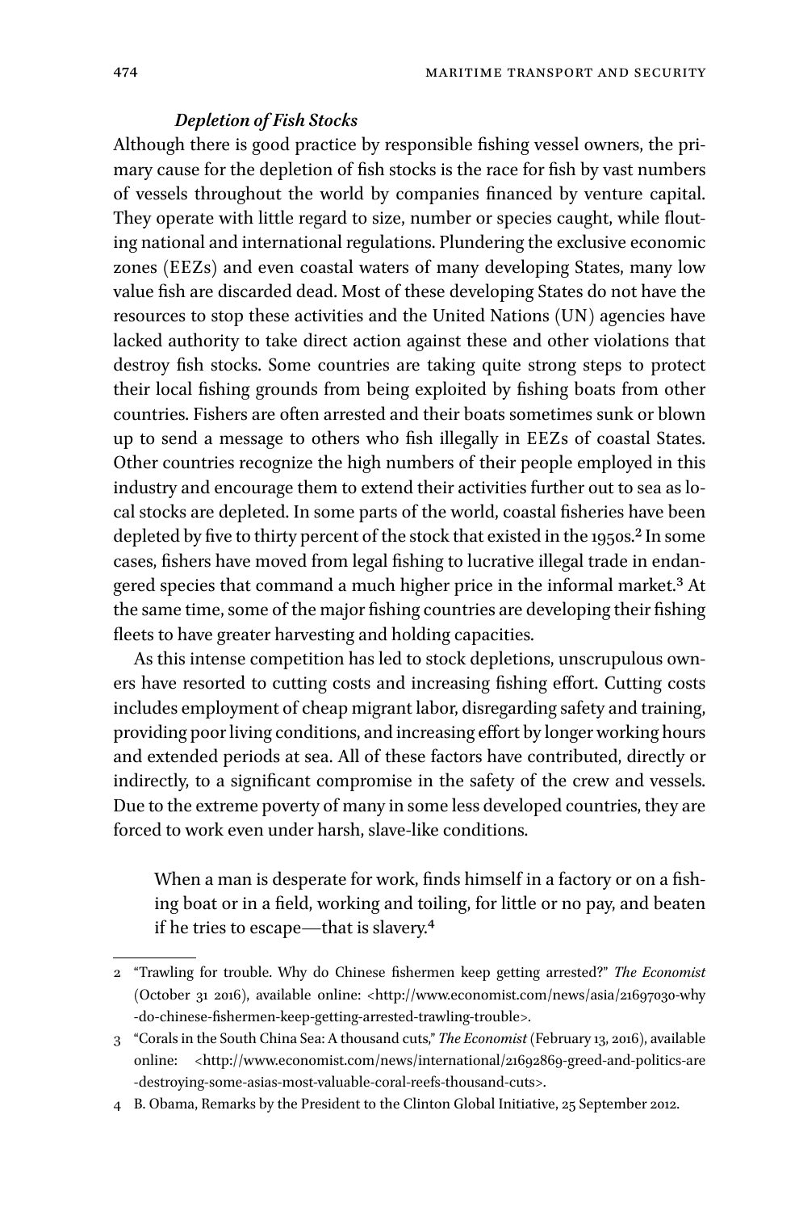### *Depletion of Fish Stocks*

Although there is good practice by responsible fishing vessel owners, the primary cause for the depletion of fish stocks is the race for fish by vast numbers of vessels throughout the world by companies financed by venture capital. They operate with little regard to size, number or species caught, while flouting national and international regulations. Plundering the exclusive economic zones (EEZs) and even coastal waters of many developing States, many low value fish are discarded dead. Most of these developing States do not have the resources to stop these activities and the United Nations (UN) agencies have lacked authority to take direct action against these and other violations that destroy fish stocks. Some countries are taking quite strong steps to protect their local fishing grounds from being exploited by fishing boats from other countries. Fishers are often arrested and their boats sometimes sunk or blown up to send a message to others who fish illegally in EEZs of coastal States. Other countries recognize the high numbers of their people employed in this industry and encourage them to extend their activities further out to sea as local stocks are depleted. In some parts of the world, coastal fisheries have been depleted by five to thirty percent of the stock that existed in the 1950s.[2] In some cases, fishers have moved from legal fishing to lucrative illegal trade in endangered species that command a much higher price in the informal market.[3] At the same time, some of the major fishing countries are developing their fishing fleets to have greater harvesting and holding capacities.

As this intense competition has led to stock depletions, unscrupulous owners have resorted to cutting costs and increasing fishing effort. Cutting costs includes employment of cheap migrant labor, disregarding safety and training, providing poor living conditions, and increasing effort by longer working hours and extended periods at sea. All of these factors have contributed, directly or indirectly, to a significant compromise in the safety of the crew and vessels. Due to the extreme poverty of many in some less developed countries, they are forced to work even under harsh, slave-like conditions.

> When a man is desperate for work, finds himself in a factory or on a fishing boat or in a field, working and toiling, for little or no pay, and beaten if he tries to escape—that is slavery.[4]

---

2 "Trawling for trouble. Why do Chinese fishermen keep getting arrested?" *The Economist* (October 31 2016), available online: <http://www.economist.com/news/asia/21697030-why-do-chinese-fishermen-keep-getting-arrested-trawling-trouble>.

3 "Corals in the South China Sea: A thousand cuts," *The Economist* (February 13, 2016), available online: <http://www.economist.com/news/international/21692869-greed-and-politics-are-destroying-some-asias-most-valuable-coral-reefs-thousand-cuts>.

4 B. Obama, Remarks by the President to the Clinton Global Initiative, 25 September 2012.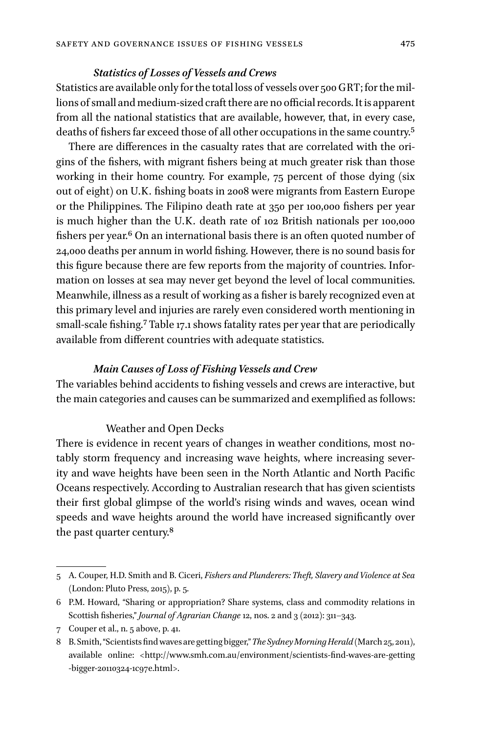### *Statistics of Losses of Vessels and Crews*

Statistics are available only for the total loss of vessels over 500 GRT; for the millions of small and medium-sized craft there are no official records. It is apparent from all the national statistics that are available, however, that, in every case, deaths of fishers far exceed those of all other occupations in the same country.[5]

There are differences in the casualty rates that are correlated with the origins of the fishers, with migrant fishers being at much greater risk than those working in their home country. For example, 75 percent of those dying (six out of eight) on U.K. fishing boats in 2008 were migrants from Eastern Europe or the Philippines. The Filipino death rate at 350 per 100,000 fishers per year is much higher than the U.K. death rate of 102 British nationals per 100,000 fishers per year.[6] On an international basis there is an often quoted number of 24,000 deaths per annum in world fishing. However, there is no sound basis for this figure because there are few reports from the majority of countries. Information on losses at sea may never get beyond the level of local communities. Meanwhile, illness as a result of working as a fisher is barely recognized even at this primary level and injuries are rarely even considered worth mentioning in small-scale fishing.[7] Table 17.1 shows fatality rates per year that are periodically available from different countries with adequate statistics.

### *Main Causes of Loss of Fishing Vessels and Crew*

The variables behind accidents to fishing vessels and crews are interactive, but the main categories and causes can be summarized and exemplified as follows:

#### Weather and Open Decks

There is evidence in recent years of changes in weather conditions, most notably storm frequency and increasing wave heights, where increasing severity and wave heights have been seen in the North Atlantic and North Pacific Oceans respectively. According to Australian research that has given scientists their first global glimpse of the world's rising winds and waves, ocean wind speeds and wave heights around the world have increased significantly over the past quarter century.[8]

---

5 A. Couper, H.D. Smith and B. Ciceri, *Fishers and Plunderers: Theft, Slavery and Violence at Sea* (London: Pluto Press, 2015), p. 5.

6 P.M. Howard, "Sharing or appropriation? Share systems, class and commodity relations in Scottish fisheries," *Journal of Agrarian Change* 12, nos. 2 and 3 (2012): 311–343.

7 Couper et al., n. 5 above, p. 41.

8 B. Smith, "Scientists find waves are getting bigger," *The Sydney Morning Herald* (March 25, 2011), available online: <http://www.smh.com.au/environment/scientists-find-waves-are-getting-bigger-20110324-1c97e.html>.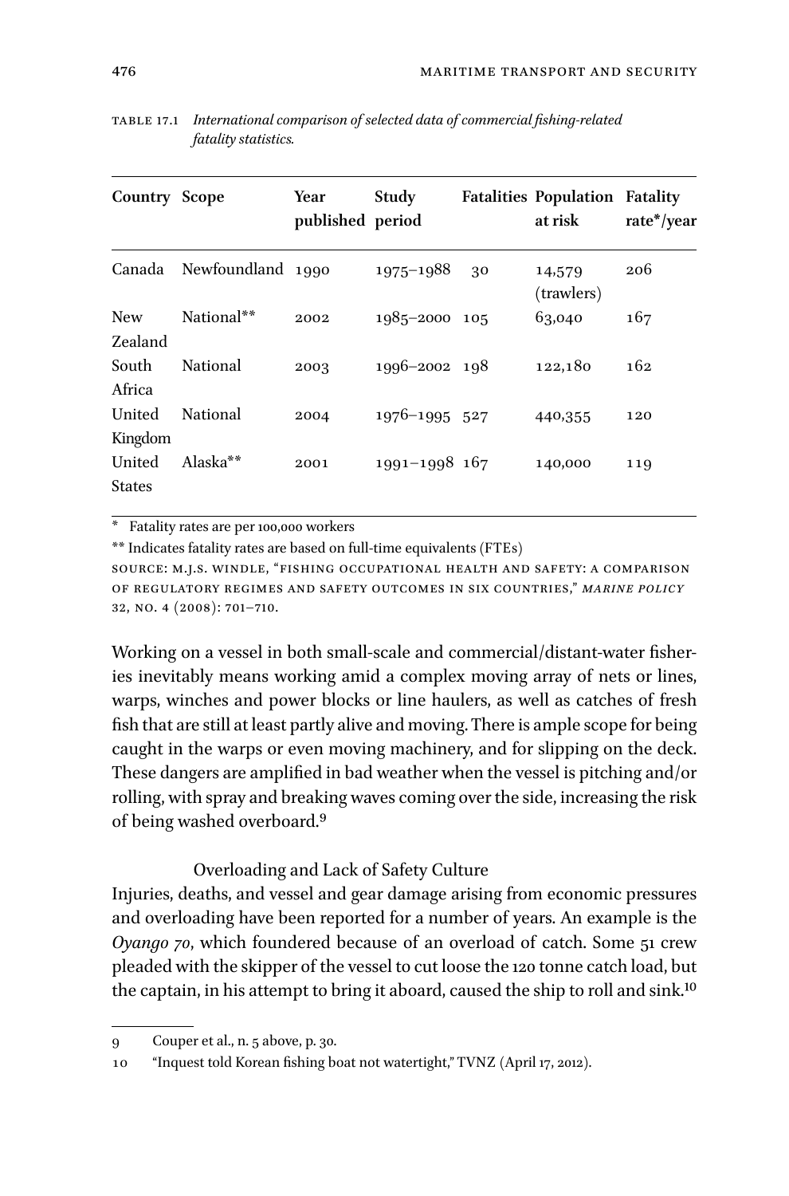TABLE 17.1 *International comparison of selected data of commercial fishing-related fatality statistics.*

| Country | Scope | Year published | Study period | Fatalities | Population at risk | Fatality rate*/year |
|---|---|---|---|---|---|---|
| Canada | Newfoundland | 1990 | 1975–1988 | 30 | 14,579 (trawlers) | 206 |
| New Zealand | National** | 2002 | 1985–2000 | 105 | 63,040 | 167 |
| South Africa | National | 2003 | 1996–2002 | 198 | 122,180 | 162 |
| United Kingdom | National | 2004 | 1976–1995 | 527 | 440,355 | 120 |
| United States | Alaska** | 2001 | 1991–1998 | 167 | 140,000 | 119 |

\* Fatality rates are per 100,000 workers

** Indicates fatality rates are based on full-time equivalents (FTEs)

SOURCE: M.J.S. WINDLE, "FISHING OCCUPATIONAL HEALTH AND SAFETY: A COMPARISON OF REGULATORY REGIMES AND SAFETY OUTCOMES IN SIX COUNTRIES," *MARINE POLICY* 32, NO. 4 (2008): 701–710.

Working on a vessel in both small-scale and commercial/distant-water fisheries inevitably means working amid a complex moving array of nets or lines, warps, winches and power blocks or line haulers, as well as catches of fresh fish that are still at least partly alive and moving. There is ample scope for being caught in the warps or even moving machinery, and for slipping on the deck. These dangers are amplified in bad weather when the vessel is pitching and/or rolling, with spray and breaking waves coming over the side, increasing the risk of being washed overboard.[9]

### Overloading and Lack of Safety Culture

Injuries, deaths, and vessel and gear damage arising from economic pressures and overloading have been reported for a number of years. An example is the *Oyango 70*, which foundered because of an overload of catch. Some 51 crew pleaded with the skipper of the vessel to cut loose the 120 tonne catch load, but the captain, in his attempt to bring it aboard, caused the ship to roll and sink.[10]

9 Couper et al., n. 5 above, p. 30.

10 "Inquest told Korean fishing boat not watertight," TVNZ (April 17, 2012).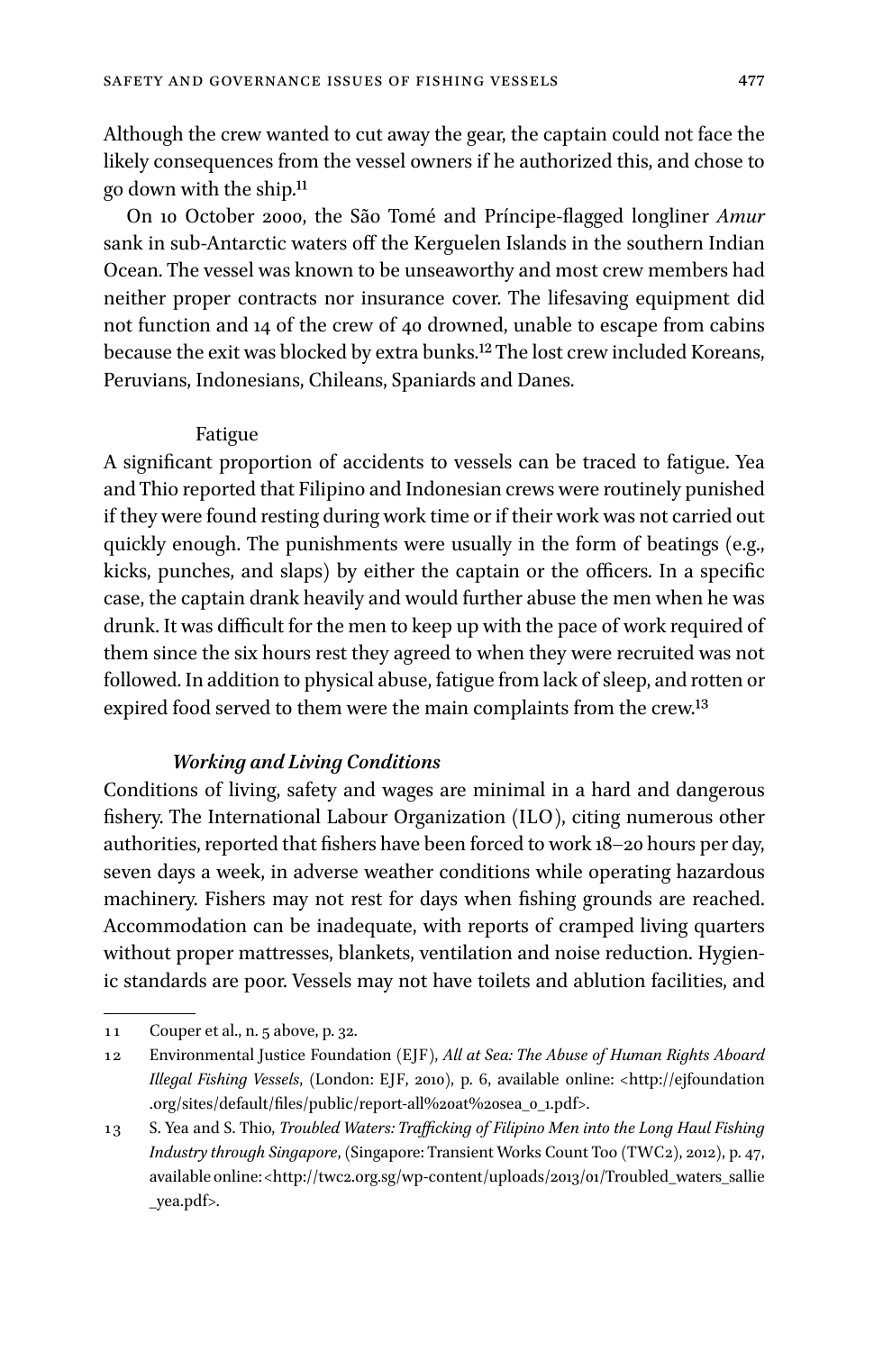Although the crew wanted to cut away the gear, the captain could not face the likely consequences from the vessel owners if he authorized this, and chose to go down with the ship.[11]

On 10 October 2000, the São Tomé and Príncipe-flagged longliner *Amur* sank in sub-Antarctic waters off the Kerguelen Islands in the southern Indian Ocean. The vessel was known to be unseaworthy and most crew members had neither proper contracts nor insurance cover. The lifesaving equipment did not function and 14 of the crew of 40 drowned, unable to escape from cabins because the exit was blocked by extra bunks.[12] The lost crew included Koreans, Peruvians, Indonesians, Chileans, Spaniards and Danes.

#### Fatigue

A significant proportion of accidents to vessels can be traced to fatigue. Yea and Thio reported that Filipino and Indonesian crews were routinely punished if they were found resting during work time or if their work was not carried out quickly enough. The punishments were usually in the form of beatings (e.g., kicks, punches, and slaps) by either the captain or the officers. In a specific case, the captain drank heavily and would further abuse the men when he was drunk. It was difficult for the men to keep up with the pace of work required of them since the six hours rest they agreed to when they were recruited was not followed. In addition to physical abuse, fatigue from lack of sleep, and rotten or expired food served to them were the main complaints from the crew.[13]

### *Working and Living Conditions*

Conditions of living, safety and wages are minimal in a hard and dangerous fishery. The International Labour Organization (ILO), citing numerous other authorities, reported that fishers have been forced to work 18–20 hours per day, seven days a week, in adverse weather conditions while operating hazardous machinery. Fishers may not rest for days when fishing grounds are reached. Accommodation can be inadequate, with reports of cramped living quarters without proper mattresses, blankets, ventilation and noise reduction. Hygienic standards are poor. Vessels may not have toilets and ablution facilities, and

---

11 Couper et al., n. 5 above, p. 32.

12 Environmental Justice Foundation (EJF), *All at Sea: The Abuse of Human Rights Aboard Illegal Fishing Vessels*, (London: EJF, 2010), p. 6, available online: <http://ejfoundation.org/sites/default/files/public/report-all%20at%20sea_0_1.pdf>.

13 S. Yea and S. Thio, *Troubled Waters: Trafficking of Filipino Men into the Long Haul Fishing Industry through Singapore*, (Singapore: Transient Works Count Too (TWC2), 2012), p. 47, available online: <http://twc2.org.sg/wp-content/uploads/2013/01/Troubled_waters_sallie_yea.pdf>.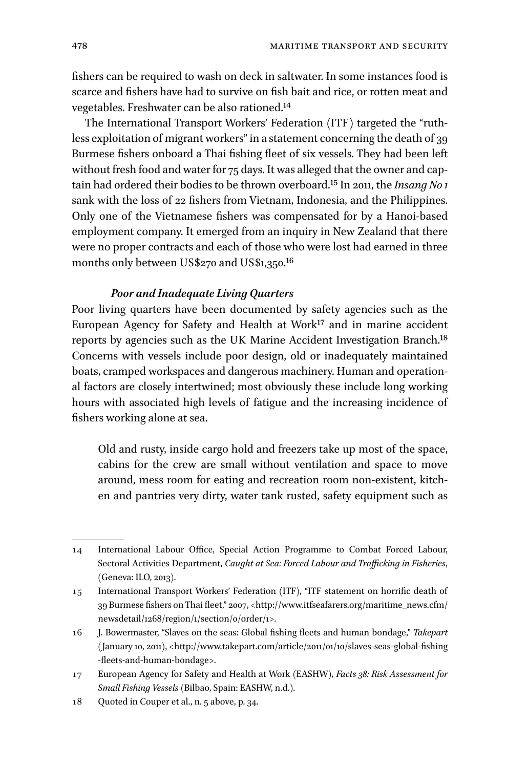fishers can be required to wash on deck in saltwater. In some instances food is scarce and fishers have had to survive on fish bait and rice, or rotten meat and vegetables. Freshwater can be also rationed.[14]

The International Transport Workers' Federation (ITF) targeted the "ruthless exploitation of migrant workers" in a statement concerning the death of 39 Burmese fishers onboard a Thai fishing fleet of six vessels. They had been left without fresh food and water for 75 days. It was alleged that the owner and captain had ordered their bodies to be thrown overboard.[15] In 2011, the *Insang No 1* sank with the loss of 22 fishers from Vietnam, Indonesia, and the Philippines. Only one of the Vietnamese fishers was compensated for by a Hanoi-based employment company. It emerged from an inquiry in New Zealand that there were no proper contracts and each of those who were lost had earned in three months only between US$270 and US$1,350.[16]

### *Poor and Inadequate Living Quarters*

Poor living quarters have been documented by safety agencies such as the European Agency for Safety and Health at Work[17] and in marine accident reports by agencies such as the UK Marine Accident Investigation Branch.[18] Concerns with vessels include poor design, old or inadequately maintained boats, cramped workspaces and dangerous machinery. Human and operational factors are closely intertwined; most obviously these include long working hours with associated high levels of fatigue and the increasing incidence of fishers working alone at sea.

> Old and rusty, inside cargo hold and freezers take up most of the space, cabins for the crew are small without ventilation and space to move around, mess room for eating and recreation room non-existent, kitchen and pantries very dirty, water tank rusted, safety equipment such as

---

14 International Labour Office, Special Action Programme to Combat Forced Labour, Sectoral Activities Department, *Caught at Sea: Forced Labour and Trafficking in Fisheries*, (Geneva: ILO, 2013).

15 International Transport Workers' Federation (ITF), "ITF statement on horrific death of 39 Burmese fishers on Thai fleet," 2007, <http://www.itfseafarers.org/maritime_news.cfm/newsdetail/1268/region/1/section/0/order/1>.

16 J. Bowermaster, "Slaves on the seas: Global fishing fleets and human bondage," *Takepart* (January 10, 2011), <http://www.takepart.com/article/2011/01/10/slaves-seas-global-fishing-fleets-and-human-bondage>.

17 European Agency for Safety and Health at Work (EASHW), *Facts 38: Risk Assessment for Small Fishing Vessels* (Bilbao, Spain: EASHW, n.d.).

18 Quoted in Couper et al., n. 5 above, p. 34.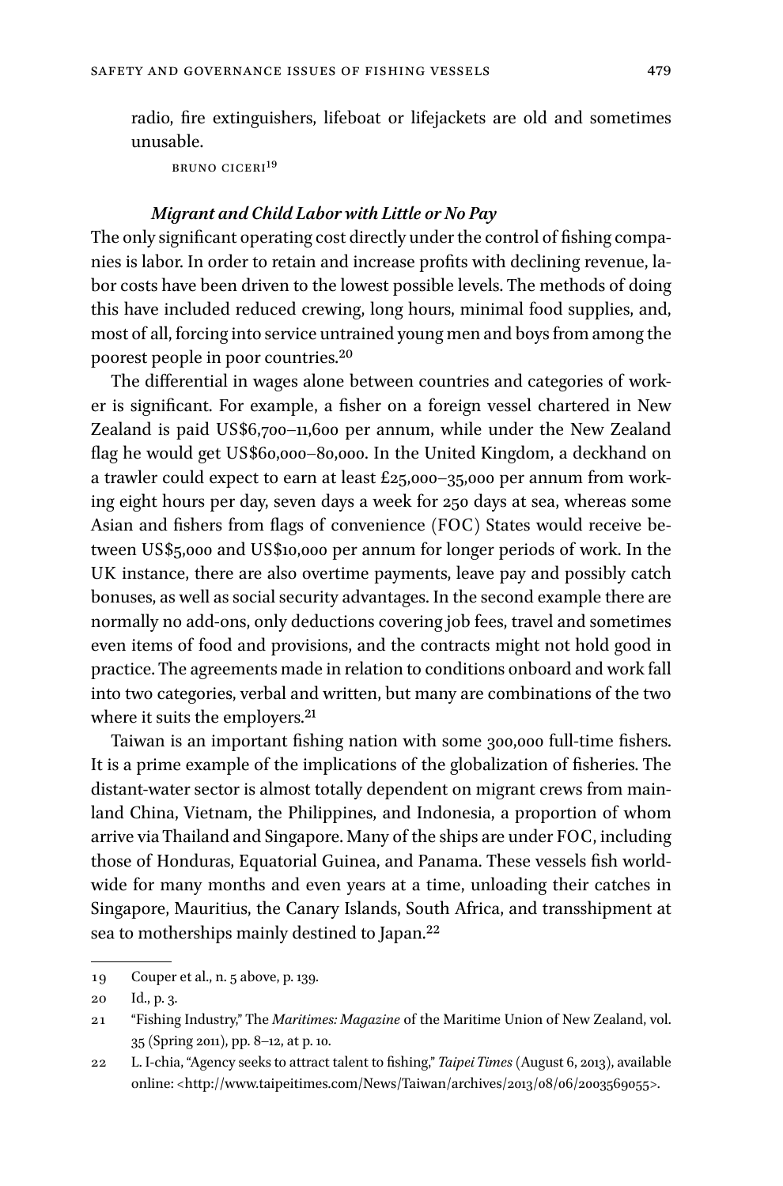radio, fire extinguishers, lifeboat or lifejackets are old and sometimes unusable.

BRUNO CICERI[19]

### *Migrant and Child Labor with Little or No Pay*

The only significant operating cost directly under the control of fishing companies is labor. In order to retain and increase profits with declining revenue, labor costs have been driven to the lowest possible levels. The methods of doing this have included reduced crewing, long hours, minimal food supplies, and, most of all, forcing into service untrained young men and boys from among the poorest people in poor countries.[20]

The differential in wages alone between countries and categories of worker is significant. For example, a fisher on a foreign vessel chartered in New Zealand is paid US$6,700–11,600 per annum, while under the New Zealand flag he would get US$60,000–80,000. In the United Kingdom, a deckhand on a trawler could expect to earn at least £25,000–35,000 per annum from working eight hours per day, seven days a week for 250 days at sea, whereas some Asian and fishers from flags of convenience (FOC) States would receive between US$5,000 and US$10,000 per annum for longer periods of work. In the UK instance, there are also overtime payments, leave pay and possibly catch bonuses, as well as social security advantages. In the second example there are normally no add-ons, only deductions covering job fees, travel and sometimes even items of food and provisions, and the contracts might not hold good in practice. The agreements made in relation to conditions onboard and work fall into two categories, verbal and written, but many are combinations of the two where it suits the employers.[21]

Taiwan is an important fishing nation with some 300,000 full-time fishers. It is a prime example of the implications of the globalization of fisheries. The distant-water sector is almost totally dependent on migrant crews from mainland China, Vietnam, the Philippines, and Indonesia, a proportion of whom arrive via Thailand and Singapore. Many of the ships are under FOC, including those of Honduras, Equatorial Guinea, and Panama. These vessels fish worldwide for many months and even years at a time, unloading their catches in Singapore, Mauritius, the Canary Islands, South Africa, and transshipment at sea to motherships mainly destined to Japan.[22]

---

19 Couper et al., n. 5 above, p. 139.

20 Id., p. 3.

21 "Fishing Industry," The *Maritimes: Magazine* of the Maritime Union of New Zealand, vol. 35 (Spring 2011), pp. 8–12, at p. 10.

22 L. I-chia, "Agency seeks to attract talent to fishing," *Taipei Times* (August 6, 2013), available online: <http://www.taipeitimes.com/News/Taiwan/archives/2013/08/06/2003569055>.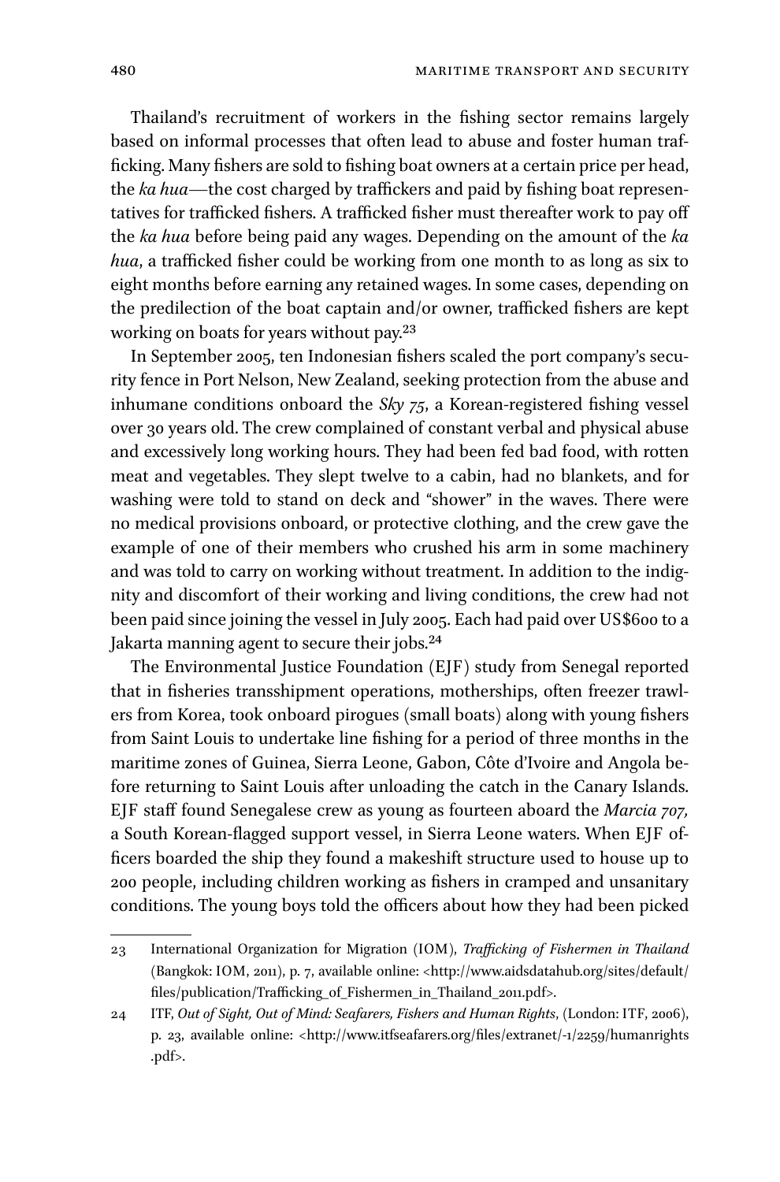Thailand's recruitment of workers in the fishing sector remains largely based on informal processes that often lead to abuse and foster human trafficking. Many fishers are sold to fishing boat owners at a certain price per head, the *ka hua*—the cost charged by traffickers and paid by fishing boat representatives for trafficked fishers. A trafficked fisher must thereafter work to pay off the *ka hua* before being paid any wages. Depending on the amount of the *ka hua*, a trafficked fisher could be working from one month to as long as six to eight months before earning any retained wages. In some cases, depending on the predilection of the boat captain and/or owner, trafficked fishers are kept working on boats for years without pay.[23]

In September 2005, ten Indonesian fishers scaled the port company's security fence in Port Nelson, New Zealand, seeking protection from the abuse and inhumane conditions onboard the *Sky 75*, a Korean-registered fishing vessel over 30 years old. The crew complained of constant verbal and physical abuse and excessively long working hours. They had been fed bad food, with rotten meat and vegetables. They slept twelve to a cabin, had no blankets, and for washing were told to stand on deck and "shower" in the waves. There were no medical provisions onboard, or protective clothing, and the crew gave the example of one of their members who crushed his arm in some machinery and was told to carry on working without treatment. In addition to the indignity and discomfort of their working and living conditions, the crew had not been paid since joining the vessel in July 2005. Each had paid over US$600 to a Jakarta manning agent to secure their jobs.[24]

The Environmental Justice Foundation (EJF) study from Senegal reported that in fisheries transshipment operations, motherships, often freezer trawlers from Korea, took onboard pirogues (small boats) along with young fishers from Saint Louis to undertake line fishing for a period of three months in the maritime zones of Guinea, Sierra Leone, Gabon, Côte d'Ivoire and Angola before returning to Saint Louis after unloading the catch in the Canary Islands. EJF staff found Senegalese crew as young as fourteen aboard the *Marcia 707,* a South Korean-flagged support vessel, in Sierra Leone waters. When EJF officers boarded the ship they found a makeshift structure used to house up to 200 people, including children working as fishers in cramped and unsanitary conditions. The young boys told the officers about how they had been picked

---

23 International Organization for Migration (IOM), *Trafficking of Fishermen in Thailand* (Bangkok: IOM, 2011), p. 7, available online: <http://www.aidsdatahub.org/sites/default/files/publication/Trafficking_of_Fishermen_in_Thailand_2011.pdf>.

24 ITF, *Out of Sight, Out of Mind: Seafarers, Fishers and Human Rights*, (London: ITF, 2006), p. 23, available online: <http://www.itfseafarers.org/files/extranet/-1/2259/humanrights.pdf>.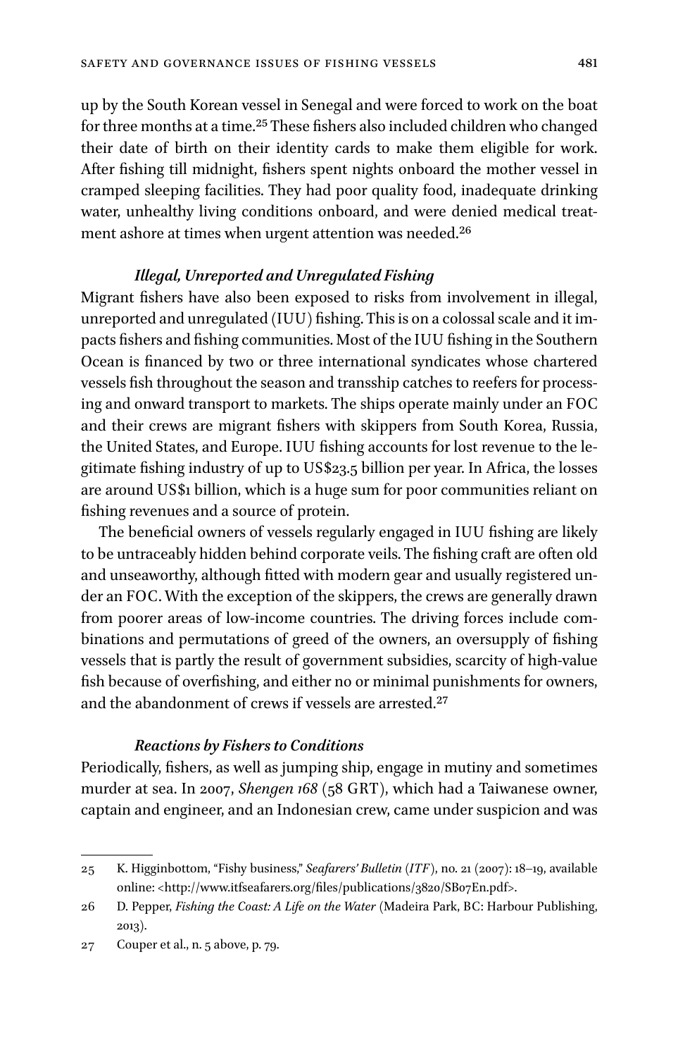up by the South Korean vessel in Senegal and were forced to work on the boat for three months at a time.[25] These fishers also included children who changed their date of birth on their identity cards to make them eligible for work. After fishing till midnight, fishers spent nights onboard the mother vessel in cramped sleeping facilities. They had poor quality food, inadequate drinking water, unhealthy living conditions onboard, and were denied medical treatment ashore at times when urgent attention was needed.[26]

### *Illegal, Unreported and Unregulated Fishing*

Migrant fishers have also been exposed to risks from involvement in illegal, unreported and unregulated (IUU) fishing. This is on a colossal scale and it impacts fishers and fishing communities. Most of the IUU fishing in the Southern Ocean is financed by two or three international syndicates whose chartered vessels fish throughout the season and transship catches to reefers for processing and onward transport to markets. The ships operate mainly under an FOC and their crews are migrant fishers with skippers from South Korea, Russia, the United States, and Europe. IUU fishing accounts for lost revenue to the legitimate fishing industry of up to US$23.5 billion per year. In Africa, the losses are around US$1 billion, which is a huge sum for poor communities reliant on fishing revenues and a source of protein.

The beneficial owners of vessels regularly engaged in IUU fishing are likely to be untraceably hidden behind corporate veils. The fishing craft are often old and unseaworthy, although fitted with modern gear and usually registered under an FOC. With the exception of the skippers, the crews are generally drawn from poorer areas of low-income countries. The driving forces include combinations and permutations of greed of the owners, an oversupply of fishing vessels that is partly the result of government subsidies, scarcity of high-value fish because of overfishing, and either no or minimal punishments for owners, and the abandonment of crews if vessels are arrested.[27]

### *Reactions by Fishers to Conditions*

Periodically, fishers, as well as jumping ship, engage in mutiny and sometimes murder at sea. In 2007, *Shengen 168* (58 GRT), which had a Taiwanese owner, captain and engineer, and an Indonesian crew, came under suspicion and was

25 K. Higginbottom, "Fishy business," *Seafarers' Bulletin* (*ITF*), no. 21 (2007): 18–19, available online: <http://www.itfseafarers.org/files/publications/3820/SB07En.pdf>.

26 D. Pepper, *Fishing the Coast: A Life on the Water* (Madeira Park, BC: Harbour Publishing, 2013).

27 Couper et al., n. 5 above, p. 79.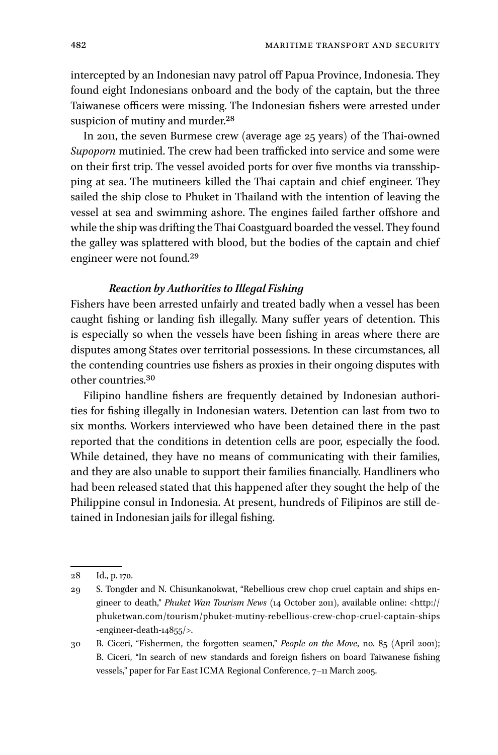intercepted by an Indonesian navy patrol off Papua Province, Indonesia. They found eight Indonesians onboard and the body of the captain, but the three Taiwanese officers were missing. The Indonesian fishers were arrested under suspicion of mutiny and murder.[28]

In 2011, the seven Burmese crew (average age 25 years) of the Thai-owned *Supoporn* mutinied. The crew had been trafficked into service and some were on their first trip. The vessel avoided ports for over five months via transshipping at sea. The mutineers killed the Thai captain and chief engineer. They sailed the ship close to Phuket in Thailand with the intention of leaving the vessel at sea and swimming ashore. The engines failed farther offshore and while the ship was drifting the Thai Coastguard boarded the vessel. They found the galley was splattered with blood, but the bodies of the captain and chief engineer were not found.[29]

#### *Reaction by Authorities to Illegal Fishing*

Fishers have been arrested unfairly and treated badly when a vessel has been caught fishing or landing fish illegally. Many suffer years of detention. This is especially so when the vessels have been fishing in areas where there are disputes among States over territorial possessions. In these circumstances, all the contending countries use fishers as proxies in their ongoing disputes with other countries.[30]

Filipino handline fishers are frequently detained by Indonesian authorities for fishing illegally in Indonesian waters. Detention can last from two to six months. Workers interviewed who have been detained there in the past reported that the conditions in detention cells are poor, especially the food. While detained, they have no means of communicating with their families, and they are also unable to support their families financially. Handliners who had been released stated that this happened after they sought the help of the Philippine consul in Indonesia. At present, hundreds of Filipinos are still detained in Indonesian jails for illegal fishing.

---

28 Id., p. 170.

29 S. Tongder and N. Chisunkanokwat, "Rebellious crew chop cruel captain and ships engineer to death," *Phuket Wan Tourism News* (14 October 2011), available online: <http://phuketwan.com/tourism/phuket-mutiny-rebellious-crew-chop-cruel-captain-ships-engineer-death-14855/>.

30 B. Ciceri, "Fishermen, the forgotten seamen," *People on the Move*, no. 85 (April 2001); B. Ciceri, "In search of new standards and foreign fishers on board Taiwanese fishing vessels," paper for Far East ICMA Regional Conference, 7–11 March 2005.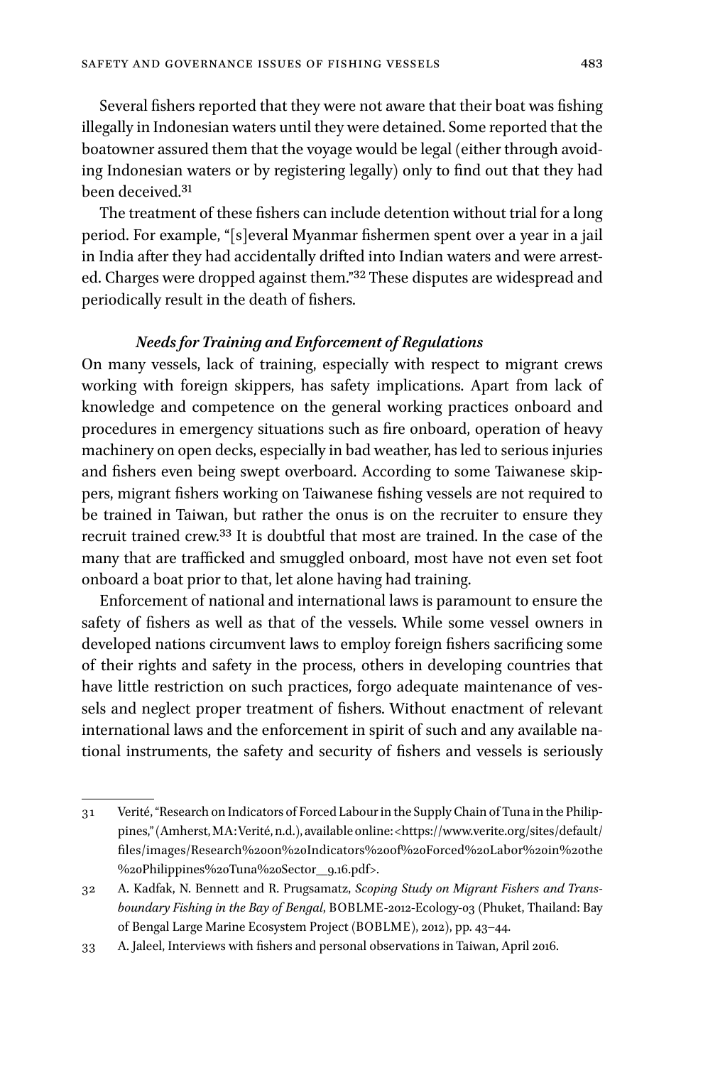Several fishers reported that they were not aware that their boat was fishing illegally in Indonesian waters until they were detained. Some reported that the boatowner assured them that the voyage would be legal (either through avoiding Indonesian waters or by registering legally) only to find out that they had been deceived.[31]

The treatment of these fishers can include detention without trial for a long period. For example, "[s]everal Myanmar fishermen spent over a year in a jail in India after they had accidentally drifted into Indian waters and were arrested. Charges were dropped against them."[32] These disputes are widespread and periodically result in the death of fishers.

#### *Needs for Training and Enforcement of Regulations*

On many vessels, lack of training, especially with respect to migrant crews working with foreign skippers, has safety implications. Apart from lack of knowledge and competence on the general working practices onboard and procedures in emergency situations such as fire onboard, operation of heavy machinery on open decks, especially in bad weather, has led to serious injuries and fishers even being swept overboard. According to some Taiwanese skippers, migrant fishers working on Taiwanese fishing vessels are not required to be trained in Taiwan, but rather the onus is on the recruiter to ensure they recruit trained crew.[33] It is doubtful that most are trained. In the case of the many that are trafficked and smuggled onboard, most have not even set foot onboard a boat prior to that, let alone having had training.

Enforcement of national and international laws is paramount to ensure the safety of fishers as well as that of the vessels. While some vessel owners in developed nations circumvent laws to employ foreign fishers sacrificing some of their rights and safety in the process, others in developing countries that have little restriction on such practices, forgo adequate maintenance of vessels and neglect proper treatment of fishers. Without enactment of relevant international laws and the enforcement in spirit of such and any available national instruments, the safety and security of fishers and vessels is seriously

---

31 Verité, "Research on Indicators of Forced Labour in the Supply Chain of Tuna in the Philippines," (Amherst, MA: Verité, n.d.), available online: <https://www.verite.org/sites/default/files/images/Research%20on%20Indicators%20of%20Forced%20Labor%20in%20the%20Philippines%20Tuna%20Sector__9.16.pdf>.

32 A. Kadfak, N. Bennett and R. Prugsamatz, *Scoping Study on Migrant Fishers and Transboundary Fishing in the Bay of Bengal*, BOBLME-2012-Ecology-03 (Phuket, Thailand: Bay of Bengal Large Marine Ecosystem Project (BOBLME), 2012), pp. 43–44.

33 A. Jaleel, Interviews with fishers and personal observations in Taiwan, April 2016.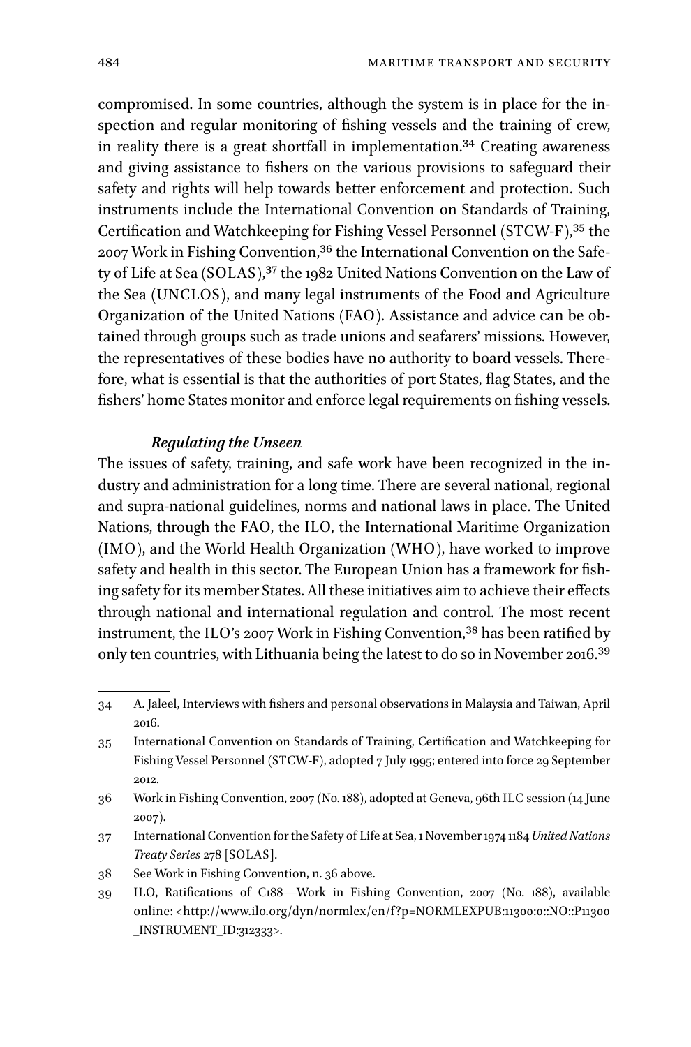compromised. In some countries, although the system is in place for the inspection and regular monitoring of fishing vessels and the training of crew, in reality there is a great shortfall in implementation.[34] Creating awareness and giving assistance to fishers on the various provisions to safeguard their safety and rights will help towards better enforcement and protection. Such instruments include the International Convention on Standards of Training, Certification and Watchkeeping for Fishing Vessel Personnel (STCW-F),[35] the 2007 Work in Fishing Convention,[36] the International Convention on the Safety of Life at Sea (SOLAS),[37] the 1982 United Nations Convention on the Law of the Sea (UNCLOS), and many legal instruments of the Food and Agriculture Organization of the United Nations (FAO). Assistance and advice can be obtained through groups such as trade unions and seafarers' missions. However, the representatives of these bodies have no authority to board vessels. Therefore, what is essential is that the authorities of port States, flag States, and the fishers' home States monitor and enforce legal requirements on fishing vessels.

### *Regulating the Unseen*

The issues of safety, training, and safe work have been recognized in the industry and administration for a long time. There are several national, regional and supra-national guidelines, norms and national laws in place. The United Nations, through the FAO, the ILO, the International Maritime Organization (IMO), and the World Health Organization (WHO), have worked to improve safety and health in this sector. The European Union has a framework for fishing safety for its member States. All these initiatives aim to achieve their effects through national and international regulation and control. The most recent instrument, the ILO's 2007 Work in Fishing Convention,[38] has been ratified by only ten countries, with Lithuania being the latest to do so in November 2016.[39]

---

34 A. Jaleel, Interviews with fishers and personal observations in Malaysia and Taiwan, April 2016.

35 International Convention on Standards of Training, Certification and Watchkeeping for Fishing Vessel Personnel (STCW-F), adopted 7 July 1995; entered into force 29 September 2012.

36 Work in Fishing Convention, 2007 (No. 188), adopted at Geneva, 96th ILC session (14 June 2007).

37 International Convention for the Safety of Life at Sea, 1 November 1974 1184 *United Nations Treaty Series* 278 [SOLAS].

38 See Work in Fishing Convention, n. 36 above.

39 ILO, Ratifications of C188—Work in Fishing Convention, 2007 (No. 188), available online: <http://www.ilo.org/dyn/normlex/en/f?p=NORMLEXPUB:11300:0::NO::P11300_INSTRUMENT_ID:312333>.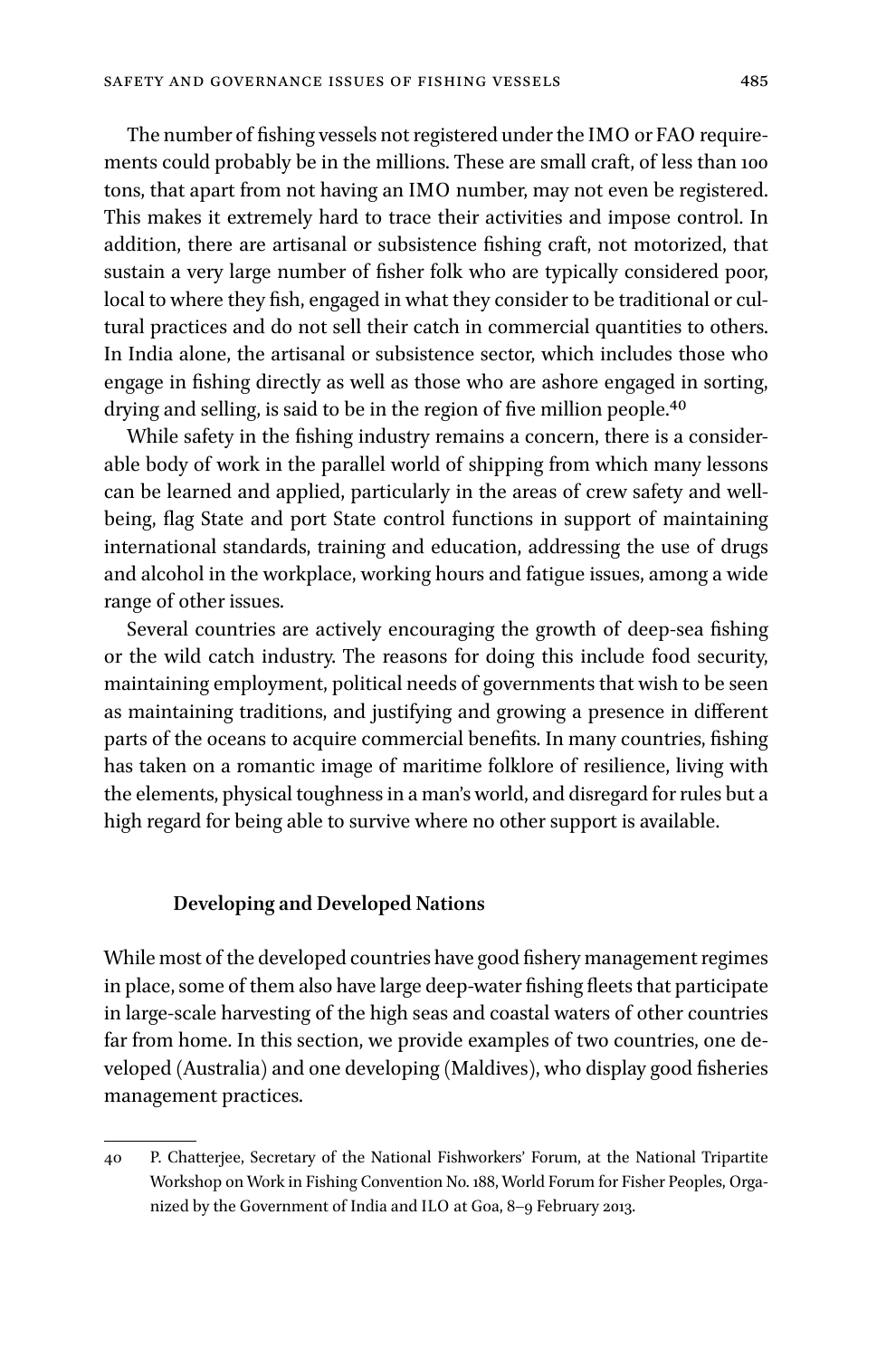The number of fishing vessels not registered under the IMO or FAO requirements could probably be in the millions. These are small craft, of less than 100 tons, that apart from not having an IMO number, may not even be registered. This makes it extremely hard to trace their activities and impose control. In addition, there are artisanal or subsistence fishing craft, not motorized, that sustain a very large number of fisher folk who are typically considered poor, local to where they fish, engaged in what they consider to be traditional or cultural practices and do not sell their catch in commercial quantities to others. In India alone, the artisanal or subsistence sector, which includes those who engage in fishing directly as well as those who are ashore engaged in sorting, drying and selling, is said to be in the region of five million people.[40]

While safety in the fishing industry remains a concern, there is a considerable body of work in the parallel world of shipping from which many lessons can be learned and applied, particularly in the areas of crew safety and well-being, flag State and port State control functions in support of maintaining international standards, training and education, addressing the use of drugs and alcohol in the workplace, working hours and fatigue issues, among a wide range of other issues.

Several countries are actively encouraging the growth of deep-sea fishing or the wild catch industry. The reasons for doing this include food security, maintaining employment, political needs of governments that wish to be seen as maintaining traditions, and justifying and growing a presence in different parts of the oceans to acquire commercial benefits. In many countries, fishing has taken on a romantic image of maritime folklore of resilience, living with the elements, physical toughness in a man's world, and disregard for rules but a high regard for being able to survive where no other support is available.

### Developing and Developed Nations

While most of the developed countries have good fishery management regimes in place, some of them also have large deep-water fishing fleets that participate in large-scale harvesting of the high seas and coastal waters of other countries far from home. In this section, we provide examples of two countries, one developed (Australia) and one developing (Maldives), who display good fisheries management practices.

---

40 P. Chatterjee, Secretary of the National Fishworkers' Forum, at the National Tripartite Workshop on Work in Fishing Convention No. 188, World Forum for Fisher Peoples, Organized by the Government of India and ILO at Goa, 8–9 February 2013.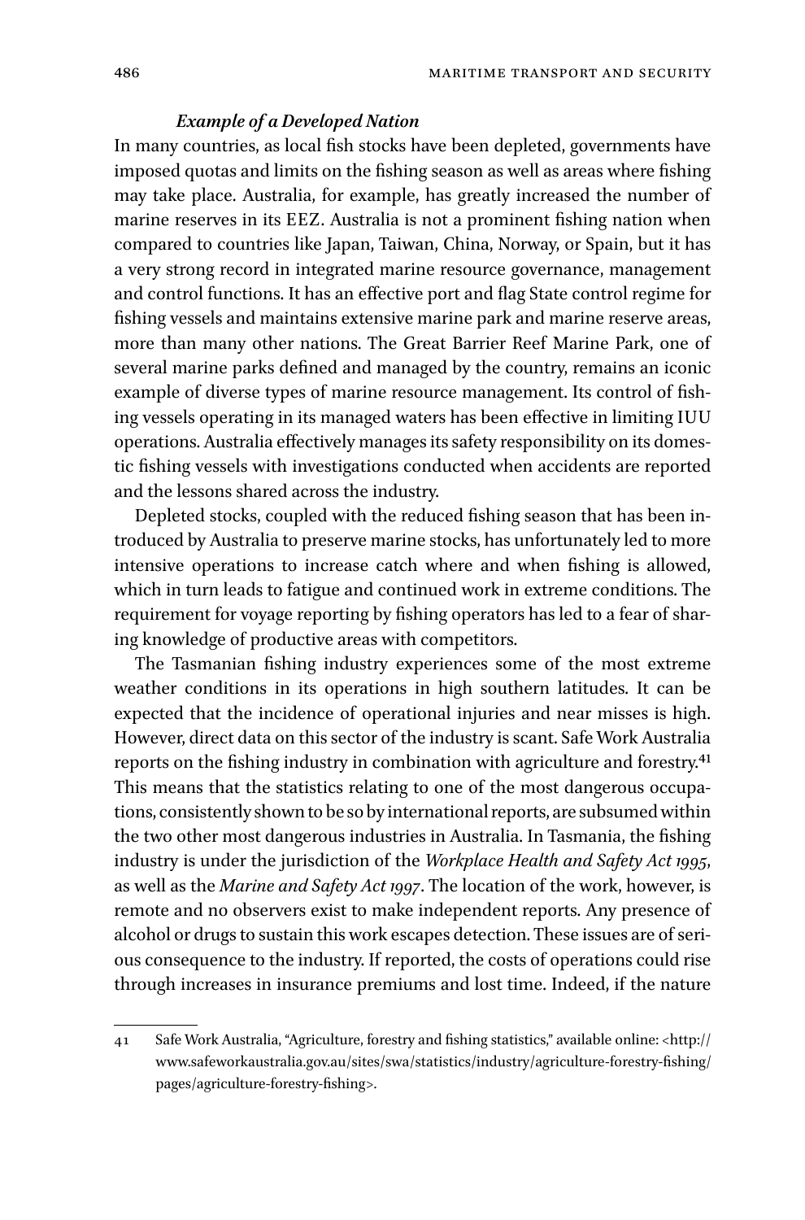#### *Example of a Developed Nation*

In many countries, as local fish stocks have been depleted, governments have imposed quotas and limits on the fishing season as well as areas where fishing may take place. Australia, for example, has greatly increased the number of marine reserves in its EEZ. Australia is not a prominent fishing nation when compared to countries like Japan, Taiwan, China, Norway, or Spain, but it has a very strong record in integrated marine resource governance, management and control functions. It has an effective port and flag State control regime for fishing vessels and maintains extensive marine park and marine reserve areas, more than many other nations. The Great Barrier Reef Marine Park, one of several marine parks defined and managed by the country, remains an iconic example of diverse types of marine resource management. Its control of fishing vessels operating in its managed waters has been effective in limiting IUU operations. Australia effectively manages its safety responsibility on its domestic fishing vessels with investigations conducted when accidents are reported and the lessons shared across the industry.

Depleted stocks, coupled with the reduced fishing season that has been introduced by Australia to preserve marine stocks, has unfortunately led to more intensive operations to increase catch where and when fishing is allowed, which in turn leads to fatigue and continued work in extreme conditions. The requirement for voyage reporting by fishing operators has led to a fear of sharing knowledge of productive areas with competitors.

The Tasmanian fishing industry experiences some of the most extreme weather conditions in its operations in high southern latitudes. It can be expected that the incidence of operational injuries and near misses is high. However, direct data on this sector of the industry is scant. Safe Work Australia reports on the fishing industry in combination with agriculture and forestry.[41] This means that the statistics relating to one of the most dangerous occupations, consistently shown to be so by international reports, are subsumed within the two other most dangerous industries in Australia. In Tasmania, the fishing industry is under the jurisdiction of the *Workplace Health and Safety Act 1995*, as well as the *Marine and Safety Act 1997*. The location of the work, however, is remote and no observers exist to make independent reports. Any presence of alcohol or drugs to sustain this work escapes detection. These issues are of serious consequence to the industry. If reported, the costs of operations could rise through increases in insurance premiums and lost time. Indeed, if the nature

---

41 Safe Work Australia, "Agriculture, forestry and fishing statistics," available online: <http://www.safeworkaustralia.gov.au/sites/swa/statistics/industry/agriculture-forestry-fishing/pages/agriculture-forestry-fishing>.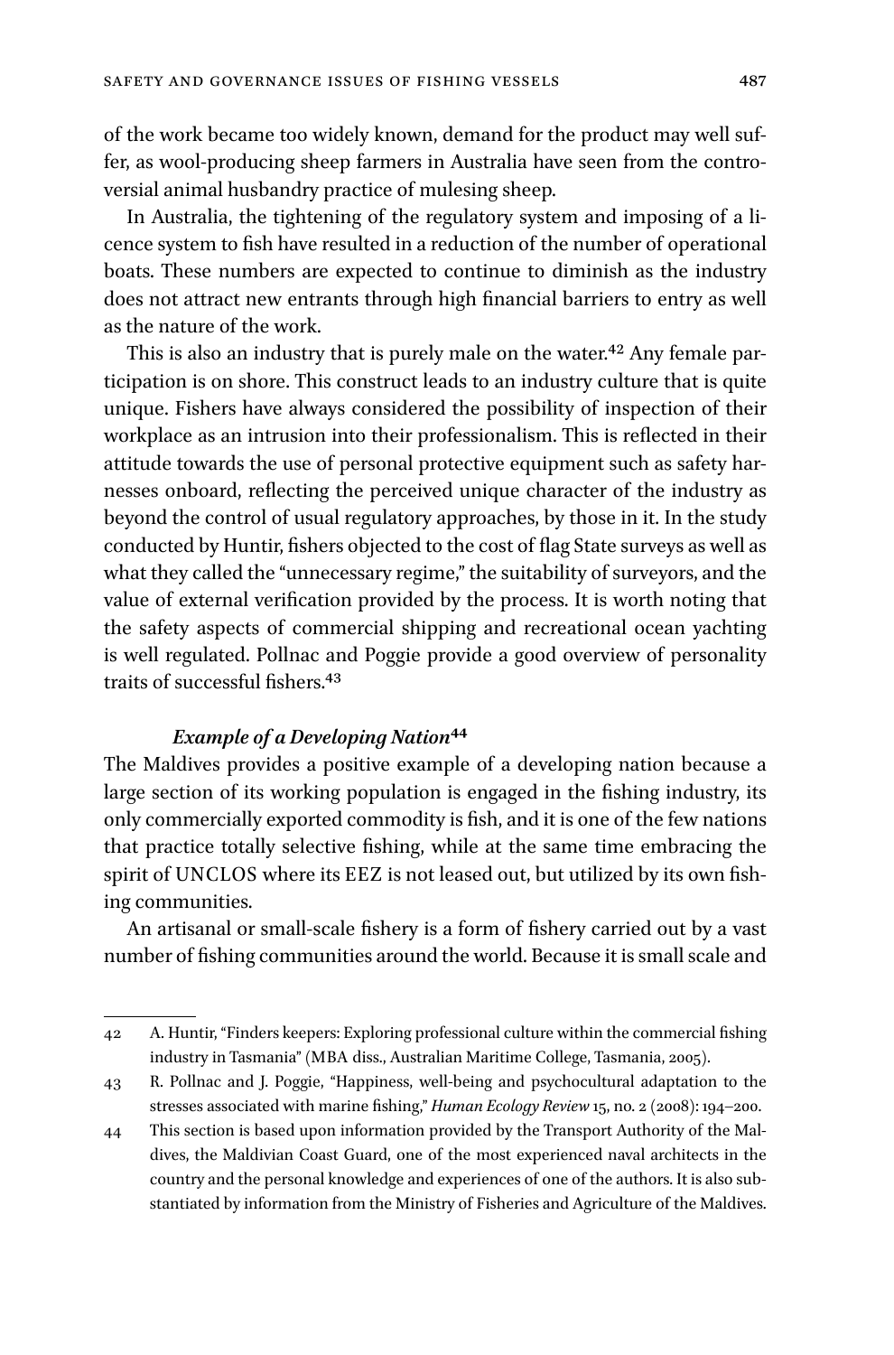of the work became too widely known, demand for the product may well suffer, as wool-producing sheep farmers in Australia have seen from the controversial animal husbandry practice of mulesing sheep.

In Australia, the tightening of the regulatory system and imposing of a licence system to fish have resulted in a reduction of the number of operational boats. These numbers are expected to continue to diminish as the industry does not attract new entrants through high financial barriers to entry as well as the nature of the work.

This is also an industry that is purely male on the water.[42] Any female participation is on shore. This construct leads to an industry culture that is quite unique. Fishers have always considered the possibility of inspection of their workplace as an intrusion into their professionalism. This is reflected in their attitude towards the use of personal protective equipment such as safety harnesses onboard, reflecting the perceived unique character of the industry as beyond the control of usual regulatory approaches, by those in it. In the study conducted by Huntir, fishers objected to the cost of flag State surveys as well as what they called the "unnecessary regime," the suitability of surveyors, and the value of external verification provided by the process. It is worth noting that the safety aspects of commercial shipping and recreational ocean yachting is well regulated. Pollnac and Poggie provide a good overview of personality traits of successful fishers.[43]

#### *Example of a Developing Nation*[44]

The Maldives provides a positive example of a developing nation because a large section of its working population is engaged in the fishing industry, its only commercially exported commodity is fish, and it is one of the few nations that practice totally selective fishing, while at the same time embracing the spirit of UNCLOS where its EEZ is not leased out, but utilized by its own fishing communities.

An artisanal or small-scale fishery is a form of fishery carried out by a vast number of fishing communities around the world. Because it is small scale and

---

42 A. Huntir, "Finders keepers: Exploring professional culture within the commercial fishing industry in Tasmania" (MBA diss., Australian Maritime College, Tasmania, 2005).

43 R. Pollnac and J. Poggie, "Happiness, well-being and psychocultural adaptation to the stresses associated with marine fishing," *Human Ecology Review* 15, no. 2 (2008): 194–200.

44 This section is based upon information provided by the Transport Authority of the Maldives, the Maldivian Coast Guard, one of the most experienced naval architects in the country and the personal knowledge and experiences of one of the authors. It is also substantiated by information from the Ministry of Fisheries and Agriculture of the Maldives.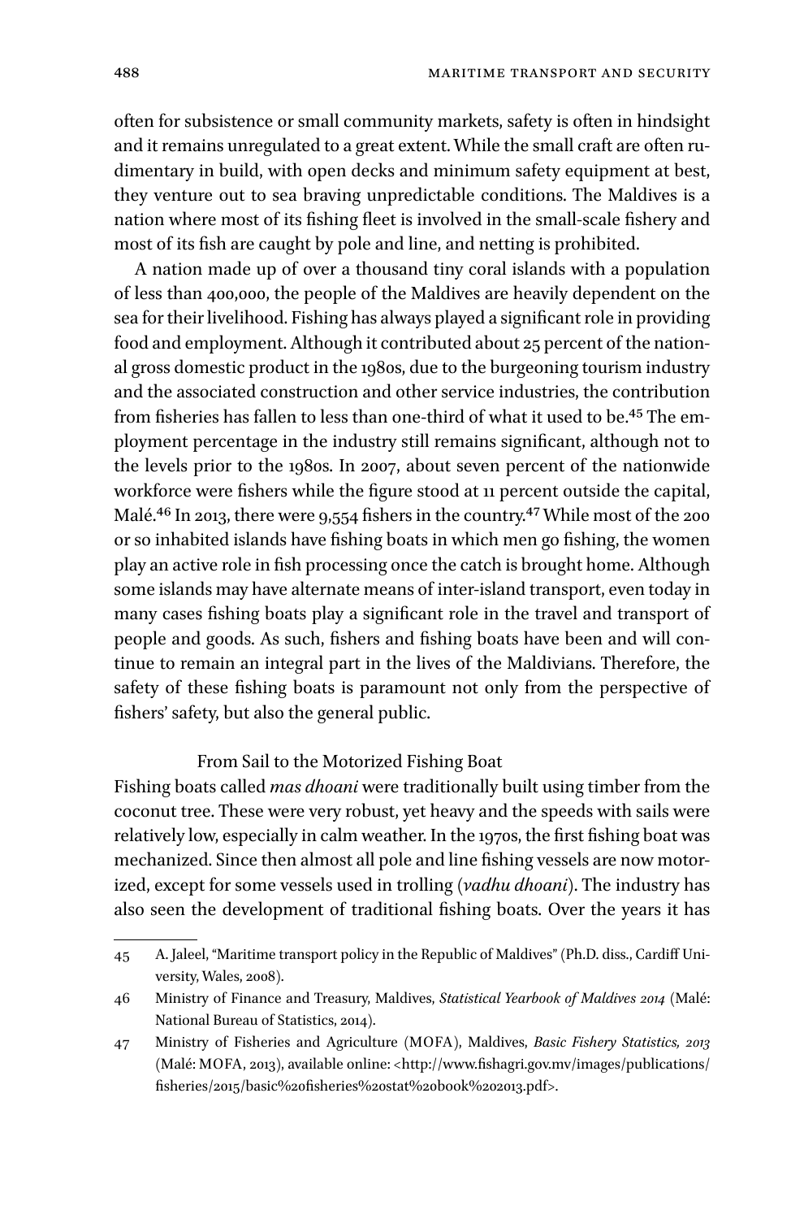often for subsistence or small community markets, safety is often in hindsight and it remains unregulated to a great extent. While the small craft are often rudimentary in build, with open decks and minimum safety equipment at best, they venture out to sea braving unpredictable conditions. The Maldives is a nation where most of its fishing fleet is involved in the small-scale fishery and most of its fish are caught by pole and line, and netting is prohibited.

A nation made up of over a thousand tiny coral islands with a population of less than 400,000, the people of the Maldives are heavily dependent on the sea for their livelihood. Fishing has always played a significant role in providing food and employment. Although it contributed about 25 percent of the national gross domestic product in the 1980s, due to the burgeoning tourism industry and the associated construction and other service industries, the contribution from fisheries has fallen to less than one-third of what it used to be.[45] The employment percentage in the industry still remains significant, although not to the levels prior to the 1980s. In 2007, about seven percent of the nationwide workforce were fishers while the figure stood at 11 percent outside the capital, Malé.[46] In 2013, there were 9,554 fishers in the country.[47] While most of the 200 or so inhabited islands have fishing boats in which men go fishing, the women play an active role in fish processing once the catch is brought home. Although some islands may have alternate means of inter-island transport, even today in many cases fishing boats play a significant role in the travel and transport of people and goods. As such, fishers and fishing boats have been and will continue to remain an integral part in the lives of the Maldivians. Therefore, the safety of these fishing boats is paramount not only from the perspective of fishers' safety, but also the general public.

### From Sail to the Motorized Fishing Boat

Fishing boats called *mas dhoani* were traditionally built using timber from the coconut tree. These were very robust, yet heavy and the speeds with sails were relatively low, especially in calm weather. In the 1970s, the first fishing boat was mechanized. Since then almost all pole and line fishing vessels are now motorized, except for some vessels used in trolling (*vadhu dhoani*). The industry has also seen the development of traditional fishing boats. Over the years it has

---

45 A. Jaleel, "Maritime transport policy in the Republic of Maldives" (Ph.D. diss., Cardiff University, Wales, 2008).

46 Ministry of Finance and Treasury, Maldives, *Statistical Yearbook of Maldives 2014* (Malé: National Bureau of Statistics, 2014).

47 Ministry of Fisheries and Agriculture (MOFA), Maldives, *Basic Fishery Statistics, 2013* (Malé: MOFA, 2013), available online: <http://www.fishagri.gov.mv/images/publications/fisheries/2015/basic%20fisheries%20stat%20book%202013.pdf>.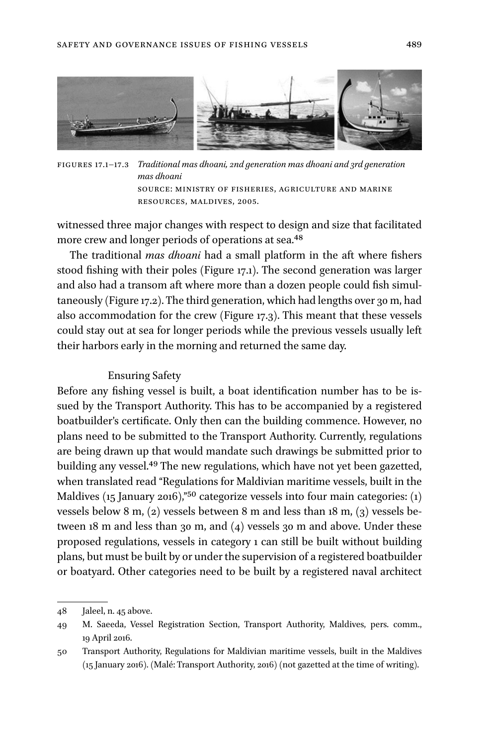FIGURES 17.1–17.3 *Traditional mas dhoani, 2nd generation mas dhoani and 3rd generation mas dhoani*
SOURCE: MINISTRY OF FISHERIES, AGRICULTURE AND MARINE RESOURCES, MALDIVES, 2005.

witnessed three major changes with respect to design and size that facilitated more crew and longer periods of operations at sea.[48]

The traditional *mas dhoani* had a small platform in the aft where fishers stood fishing with their poles (Figure 17.1). The second generation was larger and also had a transom aft where more than a dozen people could fish simultaneously (Figure 17.2). The third generation, which had lengths over 30 m, had also accommodation for the crew (Figure 17.3). This meant that these vessels could stay out at sea for longer periods while the previous vessels usually left their harbors early in the morning and returned the same day.

### Ensuring Safety

Before any fishing vessel is built, a boat identification number has to be issued by the Transport Authority. This has to be accompanied by a registered boatbuilder's certificate. Only then can the building commence. However, no plans need to be submitted to the Transport Authority. Currently, regulations are being drawn up that would mandate such drawings be submitted prior to building any vessel.[49] The new regulations, which have not yet been gazetted, when translated read "Regulations for Maldivian maritime vessels, built in the Maldives (15 January 2016),"[50] categorize vessels into four main categories: (1) vessels below 8 m, (2) vessels between 8 m and less than 18 m, (3) vessels between 18 m and less than 30 m, and (4) vessels 30 m and above. Under these proposed regulations, vessels in category 1 can still be built without building plans, but must be built by or under the supervision of a registered boatbuilder or boatyard. Other categories need to be built by a registered naval architect

---

48 Jaleel, n. 45 above.

49 M. Saeeda, Vessel Registration Section, Transport Authority, Maldives, pers. comm., 19 April 2016.

50 Transport Authority, Regulations for Maldivian maritime vessels, built in the Maldives (15 January 2016). (Malé: Transport Authority, 2016) (not gazetted at the time of writing).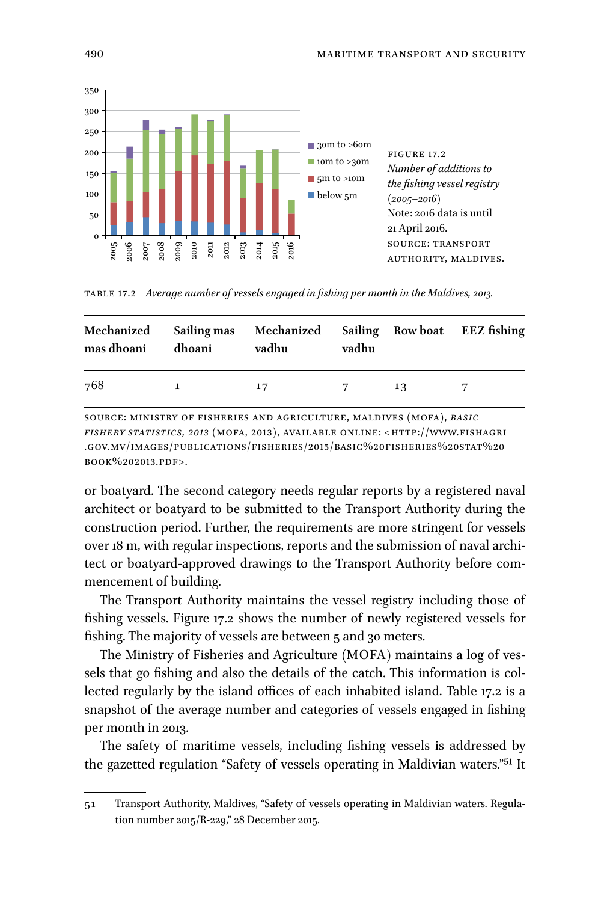FIGURE 17.2 *Number of additions to the fishing vessel registry (2005–2016)*
Note: 2016 data is until 21 April 2016.
SOURCE: TRANSPORT AUTHORITY, MALDIVES.

TABLE 17.2 *Average number of vessels engaged in fishing per month in the Maldives, 2013.*

| Mechanized mas dhoani | Sailing mas dhoani | Mechanized vadhu | Sailing vadhu | Row boat | EEZ fishing |
|---|---|---|---|---|---|
| 768 | 1 | 17 | 7 | 13 | 7 |

SOURCE: MINISTRY OF FISHERIES AND AGRICULTURE, MALDIVES (MOFA), *BASIC FISHERY STATISTICS, 2013* (MOFA, 2013), AVAILABLE ONLINE: <HTTP://WWW.FISHAGRI.GOV.MV/IMAGES/PUBLICATIONS/FISHERIES/2015/BASIC%20FISHERIES%20STAT%20BOOK%202013.PDF>.

or boatyard. The second category needs regular reports by a registered naval architect or boatyard to be submitted to the Transport Authority during the construction period. Further, the requirements are more stringent for vessels over 18 m, with regular inspections, reports and the submission of naval architect or boatyard-approved drawings to the Transport Authority before commencement of building.

The Transport Authority maintains the vessel registry including those of fishing vessels. Figure 17.2 shows the number of newly registered vessels for fishing. The majority of vessels are between 5 and 30 meters.

The Ministry of Fisheries and Agriculture (MOFA) maintains a log of vessels that go fishing and also the details of the catch. This information is collected regularly by the island offices of each inhabited island. Table 17.2 is a snapshot of the average number and categories of vessels engaged in fishing per month in 2013.

The safety of maritime vessels, including fishing vessels is addressed by the gazetted regulation "Safety of vessels operating in Maldivian waters."[51] It

---

51 Transport Authority, Maldives, "Safety of vessels operating in Maldivian waters. Regulation number 2015/R-229," 28 December 2015.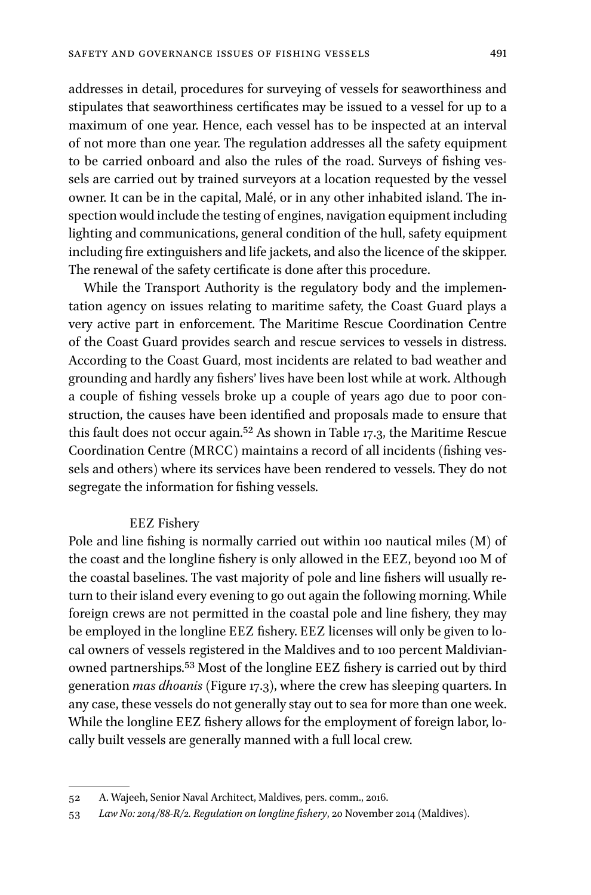addresses in detail, procedures for surveying of vessels for seaworthiness and stipulates that seaworthiness certificates may be issued to a vessel for up to a maximum of one year. Hence, each vessel has to be inspected at an interval of not more than one year. The regulation addresses all the safety equipment to be carried onboard and also the rules of the road. Surveys of fishing vessels are carried out by trained surveyors at a location requested by the vessel owner. It can be in the capital, Malé, or in any other inhabited island. The inspection would include the testing of engines, navigation equipment including lighting and communications, general condition of the hull, safety equipment including fire extinguishers and life jackets, and also the licence of the skipper. The renewal of the safety certificate is done after this procedure.

While the Transport Authority is the regulatory body and the implementation agency on issues relating to maritime safety, the Coast Guard plays a very active part in enforcement. The Maritime Rescue Coordination Centre of the Coast Guard provides search and rescue services to vessels in distress. According to the Coast Guard, most incidents are related to bad weather and grounding and hardly any fishers' lives have been lost while at work. Although a couple of fishing vessels broke up a couple of years ago due to poor construction, the causes have been identified and proposals made to ensure that this fault does not occur again.[52] As shown in Table 17.3, the Maritime Rescue Coordination Centre (MRCC) maintains a record of all incidents (fishing vessels and others) where its services have been rendered to vessels. They do not segregate the information for fishing vessels.

### EEZ Fishery

Pole and line fishing is normally carried out within 100 nautical miles (M) of the coast and the longline fishery is only allowed in the EEZ, beyond 100 M of the coastal baselines. The vast majority of pole and line fishers will usually return to their island every evening to go out again the following morning. While foreign crews are not permitted in the coastal pole and line fishery, they may be employed in the longline EEZ fishery. EEZ licenses will only be given to local owners of vessels registered in the Maldives and to 100 percent Maldivian-owned partnerships.[53] Most of the longline EEZ fishery is carried out by third generation *mas dhoanis* (Figure 17.3), where the crew has sleeping quarters. In any case, these vessels do not generally stay out to sea for more than one week. While the longline EEZ fishery allows for the employment of foreign labor, locally built vessels are generally manned with a full local crew.

---

52 A. Wajeeh, Senior Naval Architect, Maldives, pers. comm., 2016.

53 *Law No: 2014/88-R/2. Regulation on longline fishery*, 20 November 2014 (Maldives).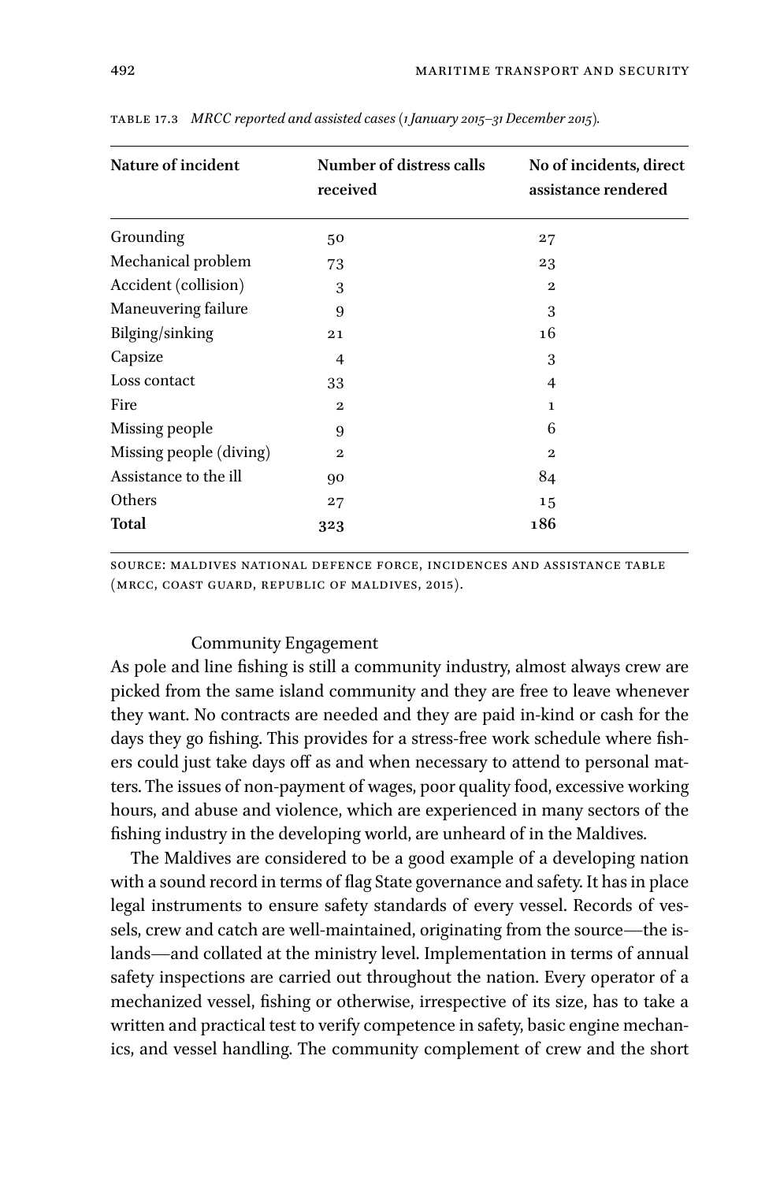Table 17.3 *MRCC reported and assisted cases (1 January 2015–31 December 2015).*

| Nature of incident | Number of distress calls received | No of incidents, direct assistance rendered |
|---|---|---|
| Grounding | 50 | 27 |
| Mechanical problem | 73 | 23 |
| Accident (collision) | 3 | 2 |
| Maneuvering failure | 9 | 3 |
| Bilging/sinking | 21 | 16 |
| Capsize | 4 | 3 |
| Loss contact | 33 | 4 |
| Fire | 2 | 1 |
| Missing people | 9 | 6 |
| Missing people (diving) | 2 | 2 |
| Assistance to the ill | 90 | 84 |
| Others | 27 | 15 |
| **Total** | **323** | **186** |

Source: Maldives National Defence Force, Incidences and Assistance Table (MRCC, Coast Guard, Republic of Maldives, 2015).

Community Engagement

As pole and line fishing is still a community industry, almost always crew are picked from the same island community and they are free to leave whenever they want. No contracts are needed and they are paid in-kind or cash for the days they go fishing. This provides for a stress-free work schedule where fishers could just take days off as and when necessary to attend to personal matters. The issues of non-payment of wages, poor quality food, excessive working hours, and abuse and violence, which are experienced in many sectors of the fishing industry in the developing world, are unheard of in the Maldives.

The Maldives are considered to be a good example of a developing nation with a sound record in terms of flag State governance and safety. It has in place legal instruments to ensure safety standards of every vessel. Records of vessels, crew and catch are well-maintained, originating from the source—the islands—and collated at the ministry level. Implementation in terms of annual safety inspections are carried out throughout the nation. Every operator of a mechanized vessel, fishing or otherwise, irrespective of its size, has to take a written and practical test to verify competence in safety, basic engine mechanics, and vessel handling. The community complement of crew and the short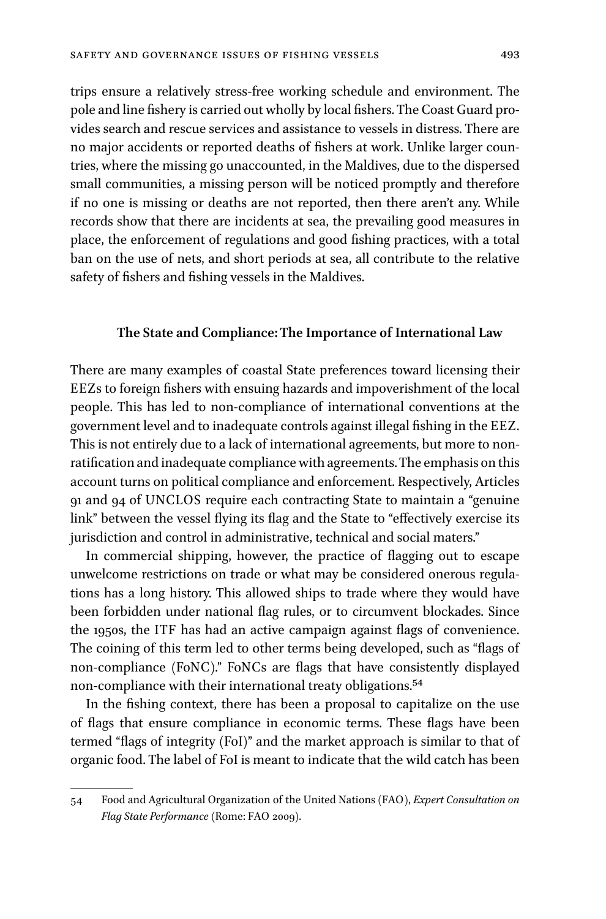trips ensure a relatively stress-free working schedule and environment. The pole and line fishery is carried out wholly by local fishers. The Coast Guard provides search and rescue services and assistance to vessels in distress. There are no major accidents or reported deaths of fishers at work. Unlike larger countries, where the missing go unaccounted, in the Maldives, due to the dispersed small communities, a missing person will be noticed promptly and therefore if no one is missing or deaths are not reported, then there aren't any. While records show that there are incidents at sea, the prevailing good measures in place, the enforcement of regulations and good fishing practices, with a total ban on the use of nets, and short periods at sea, all contribute to the relative safety of fishers and fishing vessels in the Maldives.

### The State and Compliance: The Importance of International Law

There are many examples of coastal State preferences toward licensing their EEZs to foreign fishers with ensuing hazards and impoverishment of the local people. This has led to non-compliance of international conventions at the government level and to inadequate controls against illegal fishing in the EEZ. This is not entirely due to a lack of international agreements, but more to non-ratification and inadequate compliance with agreements. The emphasis on this account turns on political compliance and enforcement. Respectively, Articles 91 and 94 of UNCLOS require each contracting State to maintain a "genuine link" between the vessel flying its flag and the State to "effectively exercise its jurisdiction and control in administrative, technical and social maters."

In commercial shipping, however, the practice of flagging out to escape unwelcome restrictions on trade or what may be considered onerous regulations has a long history. This allowed ships to trade where they would have been forbidden under national flag rules, or to circumvent blockades. Since the 1950s, the ITF has had an active campaign against flags of convenience. The coining of this term led to other terms being developed, such as "flags of non-compliance (FoNC)." FoNCs are flags that have consistently displayed non-compliance with their international treaty obligations.[54]

In the fishing context, there has been a proposal to capitalize on the use of flags that ensure compliance in economic terms. These flags have been termed "flags of integrity (FoI)" and the market approach is similar to that of organic food. The label of FoI is meant to indicate that the wild catch has been

---

54 Food and Agricultural Organization of the United Nations (FAO), *Expert Consultation on Flag State Performance* (Rome: FAO 2009).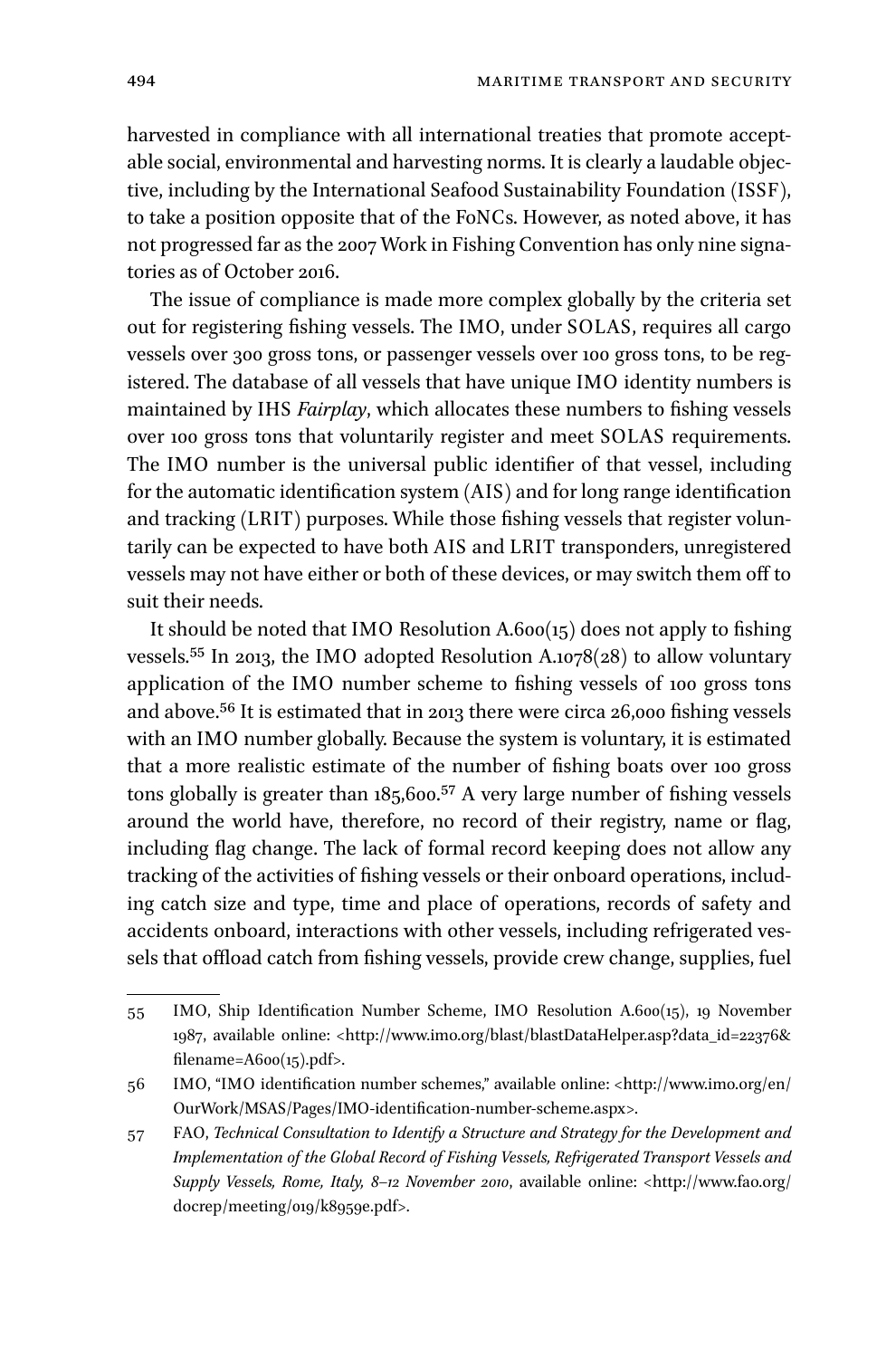harvested in compliance with all international treaties that promote acceptable social, environmental and harvesting norms. It is clearly a laudable objective, including by the International Seafood Sustainability Foundation (ISSF), to take a position opposite that of the FoNCs. However, as noted above, it has not progressed far as the 2007 Work in Fishing Convention has only nine signatories as of October 2016.

The issue of compliance is made more complex globally by the criteria set out for registering fishing vessels. The IMO, under SOLAS, requires all cargo vessels over 300 gross tons, or passenger vessels over 100 gross tons, to be registered. The database of all vessels that have unique IMO identity numbers is maintained by IHS *Fairplay*, which allocates these numbers to fishing vessels over 100 gross tons that voluntarily register and meet SOLAS requirements. The IMO number is the universal public identifier of that vessel, including for the automatic identification system (AIS) and for long range identification and tracking (LRIT) purposes. While those fishing vessels that register voluntarily can be expected to have both AIS and LRIT transponders, unregistered vessels may not have either or both of these devices, or may switch them off to suit their needs.

It should be noted that IMO Resolution A.600(15) does not apply to fishing vessels.[55] In 2013, the IMO adopted Resolution A.1078(28) to allow voluntary application of the IMO number scheme to fishing vessels of 100 gross tons and above.[56] It is estimated that in 2013 there were circa 26,000 fishing vessels with an IMO number globally. Because the system is voluntary, it is estimated that a more realistic estimate of the number of fishing boats over 100 gross tons globally is greater than 185,600.[57] A very large number of fishing vessels around the world have, therefore, no record of their registry, name or flag, including flag change. The lack of formal record keeping does not allow any tracking of the activities of fishing vessels or their onboard operations, including catch size and type, time and place of operations, records of safety and accidents onboard, interactions with other vessels, including refrigerated vessels that offload catch from fishing vessels, provide crew change, supplies, fuel

---

55 IMO, Ship Identification Number Scheme, IMO Resolution A.600(15), 19 November 1987, available online: <http://www.imo.org/blast/blastDataHelper.asp?data_id=22376&filename=A600(15).pdf>.

56 IMO, "IMO identification number schemes," available online: <http://www.imo.org/en/OurWork/MSAS/Pages/IMO-identification-number-scheme.aspx>.

57 FAO, *Technical Consultation to Identify a Structure and Strategy for the Development and Implementation of the Global Record of Fishing Vessels, Refrigerated Transport Vessels and Supply Vessels, Rome, Italy, 8–12 November 2010*, available online: <http://www.fao.org/docrep/meeting/019/k8959e.pdf>.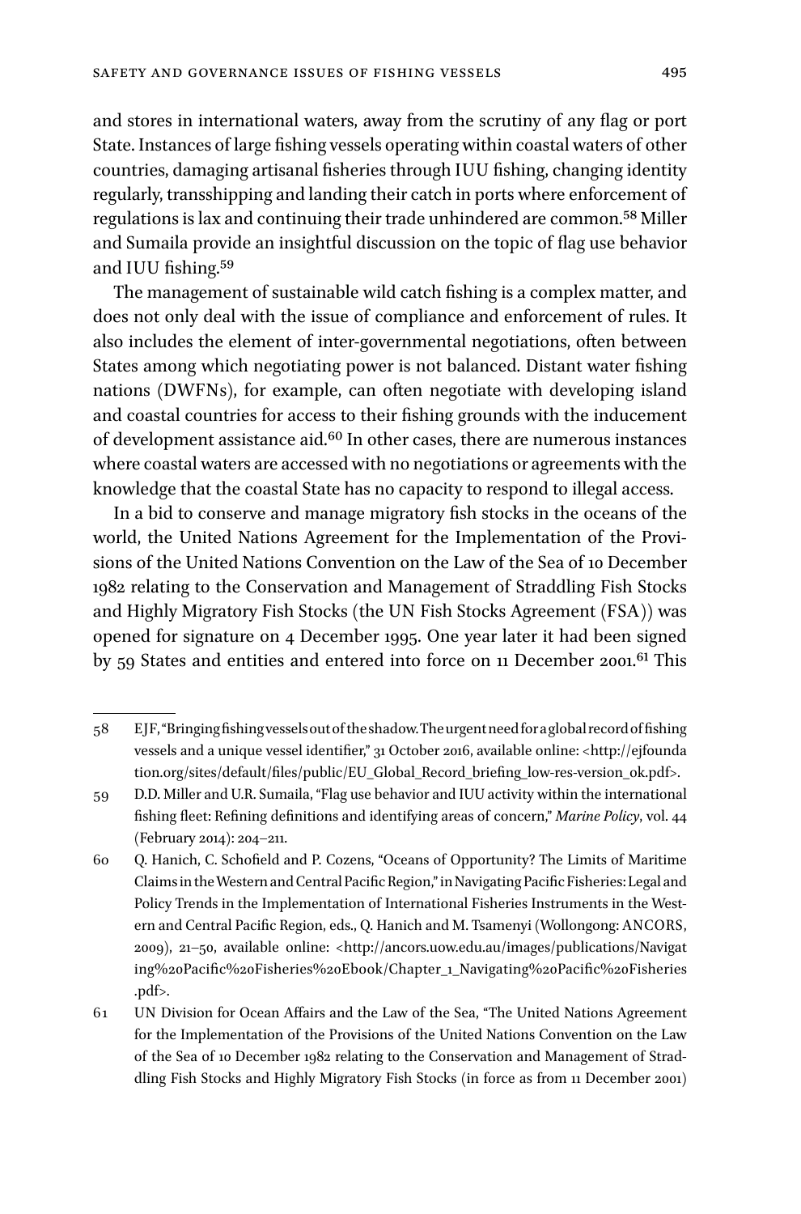and stores in international waters, away from the scrutiny of any flag or port State. Instances of large fishing vessels operating within coastal waters of other countries, damaging artisanal fisheries through IUU fishing, changing identity regularly, transshipping and landing their catch in ports where enforcement of regulations is lax and continuing their trade unhindered are common.[58] Miller and Sumaila provide an insightful discussion on the topic of flag use behavior and IUU fishing.[59]

The management of sustainable wild catch fishing is a complex matter, and does not only deal with the issue of compliance and enforcement of rules. It also includes the element of inter-governmental negotiations, often between States among which negotiating power is not balanced. Distant water fishing nations (DWFNs), for example, can often negotiate with developing island and coastal countries for access to their fishing grounds with the inducement of development assistance aid.[60] In other cases, there are numerous instances where coastal waters are accessed with no negotiations or agreements with the knowledge that the coastal State has no capacity to respond to illegal access.

In a bid to conserve and manage migratory fish stocks in the oceans of the world, the United Nations Agreement for the Implementation of the Provisions of the United Nations Convention on the Law of the Sea of 10 December 1982 relating to the Conservation and Management of Straddling Fish Stocks and Highly Migratory Fish Stocks (the UN Fish Stocks Agreement (FSA)) was opened for signature on 4 December 1995. One year later it had been signed by 59 States and entities and entered into force on 11 December 2001.[61] This

---

58 EJF, "Bringing fishing vessels out of the shadow. The urgent need for a global record of fishing vessels and a unique vessel identifier," 31 October 2016, available online: <http://ejfoundation.org/sites/default/files/public/EU_Global_Record_briefing_low-res-version_ok.pdf>.

59 D.D. Miller and U.R. Sumaila, "Flag use behavior and IUU activity within the international fishing fleet: Refining definitions and identifying areas of concern," *Marine Policy*, vol. 44 (February 2014): 204–211.

60 Q. Hanich, C. Schofield and P. Cozens, "Oceans of Opportunity? The Limits of Maritime Claims in the Western and Central Pacific Region," in Navigating Pacific Fisheries: Legal and Policy Trends in the Implementation of International Fisheries Instruments in the Western and Central Pacific Region, eds., Q. Hanich and M. Tsamenyi (Wollongong: ANCORS, 2009), 21–50, available online: <http://ancors.uow.edu.au/images/publications/Navigating%20Pacific%20Fisheries%20Ebook/Chapter_1_Navigating%20Pacific%20Fisheries.pdf>.

61 UN Division for Ocean Affairs and the Law of the Sea, "The United Nations Agreement for the Implementation of the Provisions of the United Nations Convention on the Law of the Sea of 10 December 1982 relating to the Conservation and Management of Straddling Fish Stocks and Highly Migratory Fish Stocks (in force as from 11 December 2001)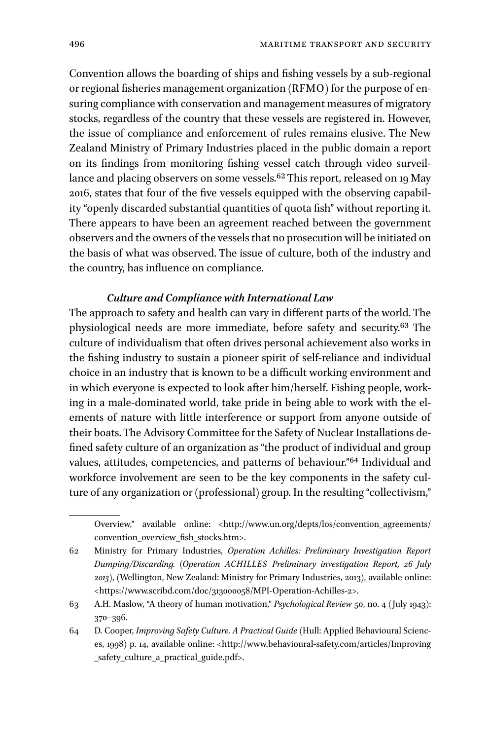Convention allows the boarding of ships and fishing vessels by a sub-regional or regional fisheries management organization (RFMO) for the purpose of ensuring compliance with conservation and management measures of migratory stocks, regardless of the country that these vessels are registered in. However, the issue of compliance and enforcement of rules remains elusive. The New Zealand Ministry of Primary Industries placed in the public domain a report on its findings from monitoring fishing vessel catch through video surveillance and placing observers on some vessels.[62] This report, released on 19 May 2016, states that four of the five vessels equipped with the observing capability "openly discarded substantial quantities of quota fish" without reporting it. There appears to have been an agreement reached between the government observers and the owners of the vessels that no prosecution will be initiated on the basis of what was observed. The issue of culture, both of the industry and the country, has influence on compliance.

### *Culture and Compliance with International Law*

The approach to safety and health can vary in different parts of the world. The physiological needs are more immediate, before safety and security.[63] The culture of individualism that often drives personal achievement also works in the fishing industry to sustain a pioneer spirit of self-reliance and individual choice in an industry that is known to be a difficult working environment and in which everyone is expected to look after him/herself. Fishing people, working in a male-dominated world, take pride in being able to work with the elements of nature with little interference or support from anyone outside of their boats. The Advisory Committee for the Safety of Nuclear Installations defined safety culture of an organization as "the product of individual and group values, attitudes, competencies, and patterns of behaviour."[64] Individual and workforce involvement are seen to be the key components in the safety culture of any organization or (professional) group. In the resulting "collectivism,"

---

Overview," available online: <http://www.un.org/depts/los/convention_agreements/convention_overview_fish_stocks.htm>.

62 Ministry for Primary Industries, *Operation Achilles: Preliminary Investigation Report Dumping/Discarding.* (*Operation ACHILLES Preliminary investigation Report, 26 July 2013*), (Wellington, New Zealand: Ministry for Primary Industries, 2013), available online: <https://www.scribd.com/doc/313000058/MPI-Operation-Achilles-2>.

63 A.H. Maslow, "A theory of human motivation," *Psychological Review* 50, no. 4 (July 1943): 370–396.

64 D. Cooper, *Improving Safety Culture. A Practical Guide* (Hull: Applied Behavioural Sciences, 1998) p. 14, available online: <http://www.behavioural-safety.com/articles/Improving_safety_culture_a_practical_guide.pdf>.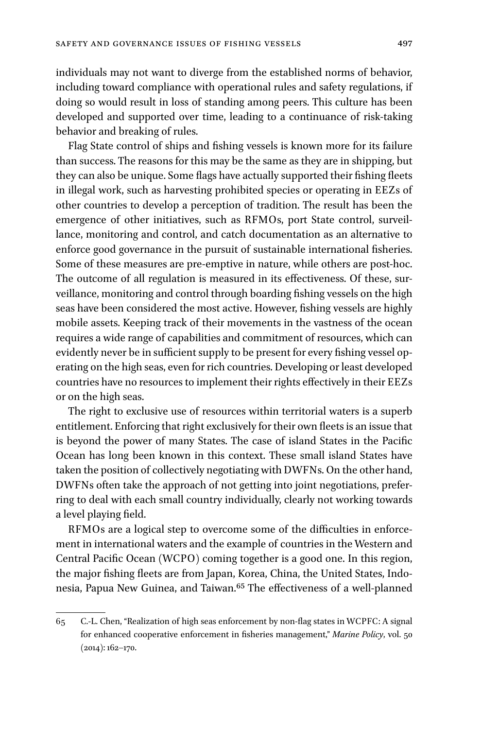individuals may not want to diverge from the established norms of behavior, including toward compliance with operational rules and safety regulations, if doing so would result in loss of standing among peers. This culture has been developed and supported over time, leading to a continuance of risk-taking behavior and breaking of rules.

Flag State control of ships and fishing vessels is known more for its failure than success. The reasons for this may be the same as they are in shipping, but they can also be unique. Some flags have actually supported their fishing fleets in illegal work, such as harvesting prohibited species or operating in EEZs of other countries to develop a perception of tradition. The result has been the emergence of other initiatives, such as RFMOs, port State control, surveillance, monitoring and control, and catch documentation as an alternative to enforce good governance in the pursuit of sustainable international fisheries. Some of these measures are pre-emptive in nature, while others are post-hoc. The outcome of all regulation is measured in its effectiveness. Of these, surveillance, monitoring and control through boarding fishing vessels on the high seas have been considered the most active. However, fishing vessels are highly mobile assets. Keeping track of their movements in the vastness of the ocean requires a wide range of capabilities and commitment of resources, which can evidently never be in sufficient supply to be present for every fishing vessel operating on the high seas, even for rich countries. Developing or least developed countries have no resources to implement their rights effectively in their EEZs or on the high seas.

The right to exclusive use of resources within territorial waters is a superb entitlement. Enforcing that right exclusively for their own fleets is an issue that is beyond the power of many States. The case of island States in the Pacific Ocean has long been known in this context. These small island States have taken the position of collectively negotiating with DWFNs. On the other hand, DWFNs often take the approach of not getting into joint negotiations, preferring to deal with each small country individually, clearly not working towards a level playing field.

RFMOs are a logical step to overcome some of the difficulties in enforcement in international waters and the example of countries in the Western and Central Pacific Ocean (WCPO) coming together is a good one. In this region, the major fishing fleets are from Japan, Korea, China, the United States, Indonesia, Papua New Guinea, and Taiwan.[65] The effectiveness of a well-planned

---

65 C.-L. Chen, "Realization of high seas enforcement by non-flag states in WCPFC: A signal for enhanced cooperative enforcement in fisheries management," *Marine Policy*, vol. 50 (2014): 162–170.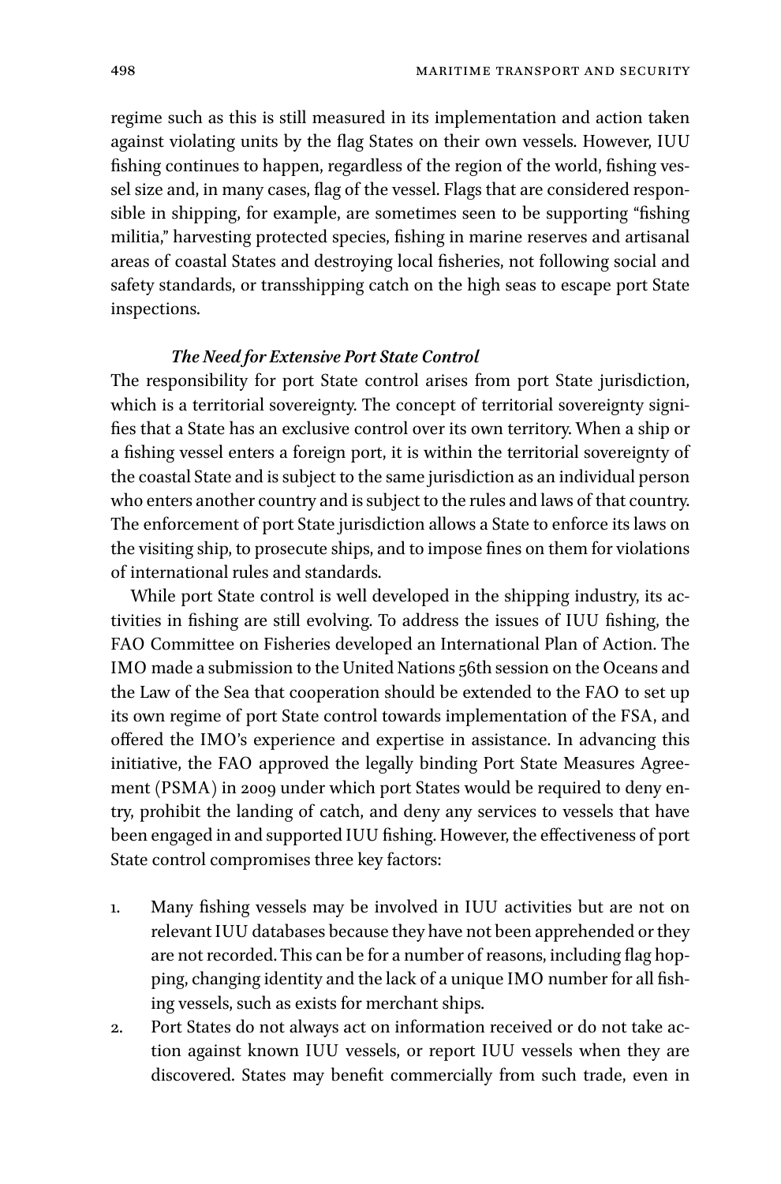regime such as this is still measured in its implementation and action taken against violating units by the flag States on their own vessels. However, IUU fishing continues to happen, regardless of the region of the world, fishing vessel size and, in many cases, flag of the vessel. Flags that are considered responsible in shipping, for example, are sometimes seen to be supporting "fishing militia," harvesting protected species, fishing in marine reserves and artisanal areas of coastal States and destroying local fisheries, not following social and safety standards, or transshipping catch on the high seas to escape port State inspections.

#### *The Need for Extensive Port State Control*

The responsibility for port State control arises from port State jurisdiction, which is a territorial sovereignty. The concept of territorial sovereignty signifies that a State has an exclusive control over its own territory. When a ship or a fishing vessel enters a foreign port, it is within the territorial sovereignty of the coastal State and is subject to the same jurisdiction as an individual person who enters another country and is subject to the rules and laws of that country. The enforcement of port State jurisdiction allows a State to enforce its laws on the visiting ship, to prosecute ships, and to impose fines on them for violations of international rules and standards.

While port State control is well developed in the shipping industry, its activities in fishing are still evolving. To address the issues of IUU fishing, the FAO Committee on Fisheries developed an International Plan of Action. The IMO made a submission to the United Nations 56th session on the Oceans and the Law of the Sea that cooperation should be extended to the FAO to set up its own regime of port State control towards implementation of the FSA, and offered the IMO's experience and expertise in assistance. In advancing this initiative, the FAO approved the legally binding Port State Measures Agreement (PSMA) in 2009 under which port States would be required to deny entry, prohibit the landing of catch, and deny any services to vessels that have been engaged in and supported IUU fishing. However, the effectiveness of port State control compromises three key factors:

1. Many fishing vessels may be involved in IUU activities but are not on relevant IUU databases because they have not been apprehended or they are not recorded. This can be for a number of reasons, including flag hopping, changing identity and the lack of a unique IMO number for all fishing vessels, such as exists for merchant ships.
2. Port States do not always act on information received or do not take action against known IUU vessels, or report IUU vessels when they are discovered. States may benefit commercially from such trade, even in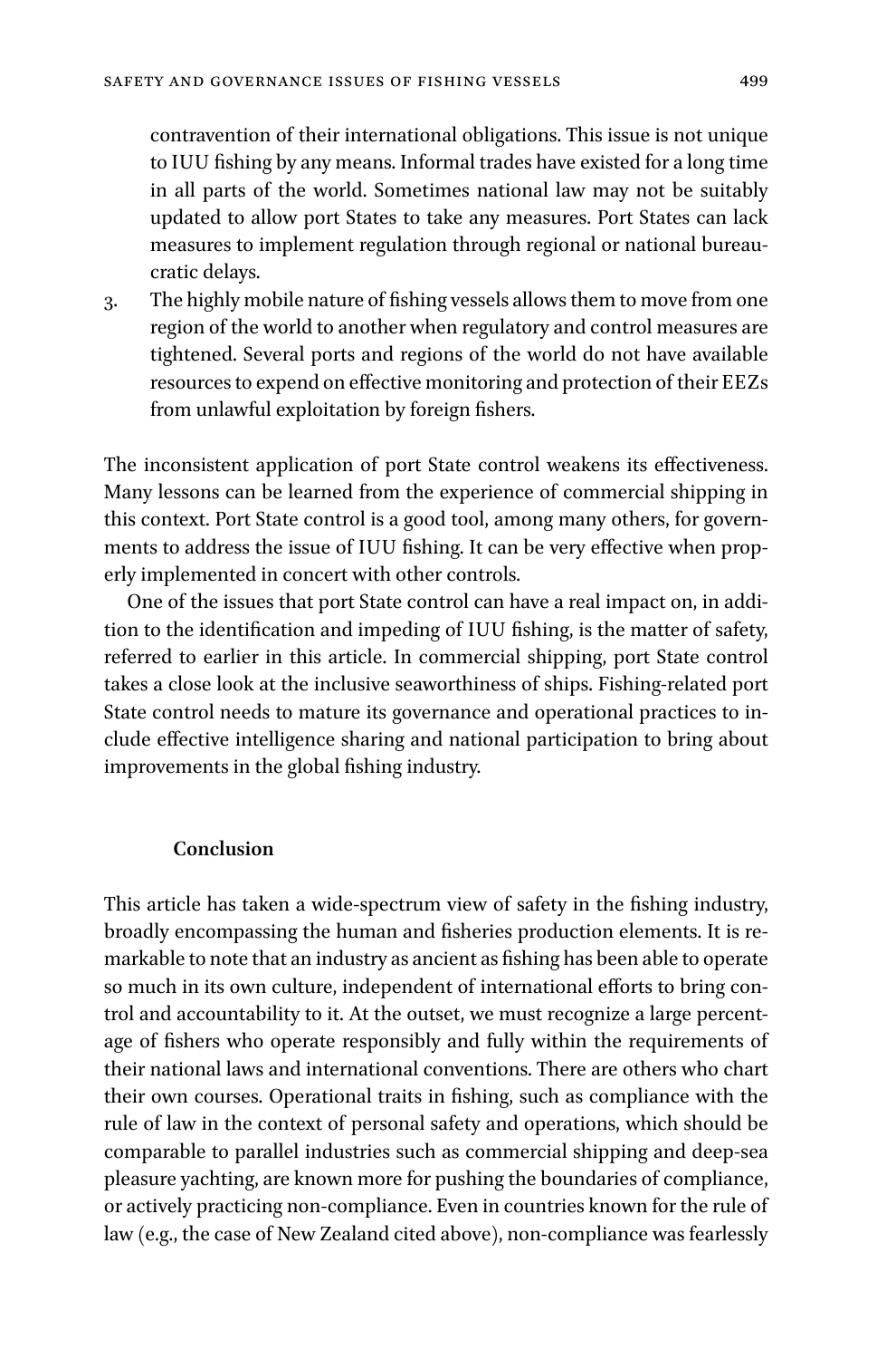contravention of their international obligations. This issue is not unique to IUU fishing by any means. Informal trades have existed for a long time in all parts of the world. Sometimes national law may not be suitably updated to allow port States to take any measures. Port States can lack measures to implement regulation through regional or national bureaucratic delays.

3. The highly mobile nature of fishing vessels allows them to move from one region of the world to another when regulatory and control measures are tightened. Several ports and regions of the world do not have available resources to expend on effective monitoring and protection of their EEZs from unlawful exploitation by foreign fishers.

The inconsistent application of port State control weakens its effectiveness. Many lessons can be learned from the experience of commercial shipping in this context. Port State control is a good tool, among many others, for governments to address the issue of IUU fishing. It can be very effective when properly implemented in concert with other controls.

One of the issues that port State control can have a real impact on, in addition to the identification and impeding of IUU fishing, is the matter of safety, referred to earlier in this article. In commercial shipping, port State control takes a close look at the inclusive seaworthiness of ships. Fishing-related port State control needs to mature its governance and operational practices to include effective intelligence sharing and national participation to bring about improvements in the global fishing industry.

## Conclusion

This article has taken a wide-spectrum view of safety in the fishing industry, broadly encompassing the human and fisheries production elements. It is remarkable to note that an industry as ancient as fishing has been able to operate so much in its own culture, independent of international efforts to bring control and accountability to it. At the outset, we must recognize a large percentage of fishers who operate responsibly and fully within the requirements of their national laws and international conventions. There are others who chart their own courses. Operational traits in fishing, such as compliance with the rule of law in the context of personal safety and operations, which should be comparable to parallel industries such as commercial shipping and deep-sea pleasure yachting, are known more for pushing the boundaries of compliance, or actively practicing non-compliance. Even in countries known for the rule of law (e.g., the case of New Zealand cited above), non-compliance was fearlessly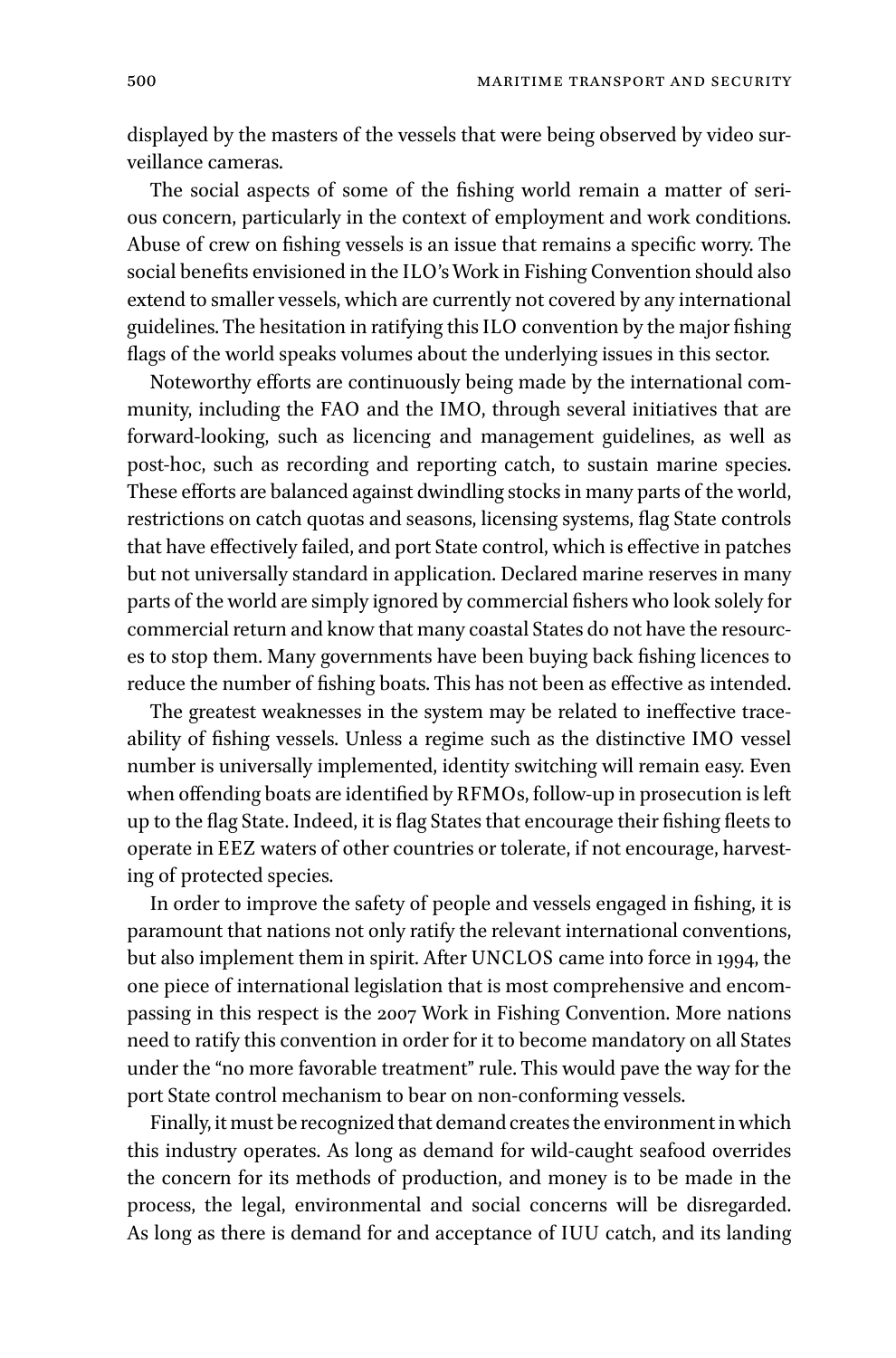displayed by the masters of the vessels that were being observed by video surveillance cameras.

The social aspects of some of the fishing world remain a matter of serious concern, particularly in the context of employment and work conditions. Abuse of crew on fishing vessels is an issue that remains a specific worry. The social benefits envisioned in the ILO's Work in Fishing Convention should also extend to smaller vessels, which are currently not covered by any international guidelines. The hesitation in ratifying this ILO convention by the major fishing flags of the world speaks volumes about the underlying issues in this sector.

Noteworthy efforts are continuously being made by the international community, including the FAO and the IMO, through several initiatives that are forward-looking, such as licencing and management guidelines, as well as post-hoc, such as recording and reporting catch, to sustain marine species. These efforts are balanced against dwindling stocks in many parts of the world, restrictions on catch quotas and seasons, licensing systems, flag State controls that have effectively failed, and port State control, which is effective in patches but not universally standard in application. Declared marine reserves in many parts of the world are simply ignored by commercial fishers who look solely for commercial return and know that many coastal States do not have the resources to stop them. Many governments have been buying back fishing licences to reduce the number of fishing boats. This has not been as effective as intended.

The greatest weaknesses in the system may be related to ineffective traceability of fishing vessels. Unless a regime such as the distinctive IMO vessel number is universally implemented, identity switching will remain easy. Even when offending boats are identified by RFMOs, follow-up in prosecution is left up to the flag State. Indeed, it is flag States that encourage their fishing fleets to operate in EEZ waters of other countries or tolerate, if not encourage, harvesting of protected species.

In order to improve the safety of people and vessels engaged in fishing, it is paramount that nations not only ratify the relevant international conventions, but also implement them in spirit. After UNCLOS came into force in 1994, the one piece of international legislation that is most comprehensive and encompassing in this respect is the 2007 Work in Fishing Convention. More nations need to ratify this convention in order for it to become mandatory on all States under the "no more favorable treatment" rule. This would pave the way for the port State control mechanism to bear on non-conforming vessels.

Finally, it must be recognized that demand creates the environment in which this industry operates. As long as demand for wild-caught seafood overrides the concern for its methods of production, and money is to be made in the process, the legal, environmental and social concerns will be disregarded. As long as there is demand for and acceptance of IUU catch, and its landing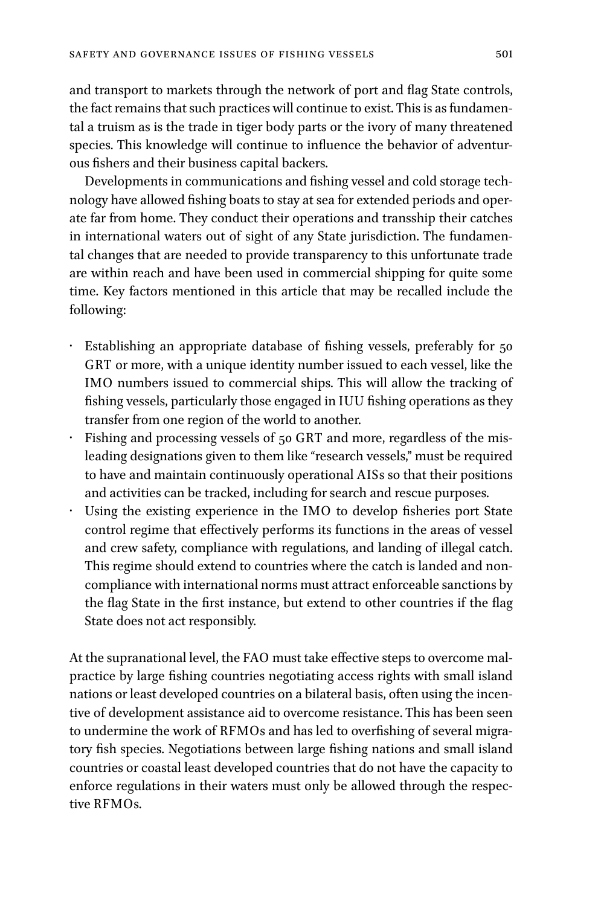and transport to markets through the network of port and flag State controls, the fact remains that such practices will continue to exist. This is as fundamental a truism as is the trade in tiger body parts or the ivory of many threatened species. This knowledge will continue to influence the behavior of adventurous fishers and their business capital backers.

Developments in communications and fishing vessel and cold storage technology have allowed fishing boats to stay at sea for extended periods and operate far from home. They conduct their operations and transship their catches in international waters out of sight of any State jurisdiction. The fundamental changes that are needed to provide transparency to this unfortunate trade are within reach and have been used in commercial shipping for quite some time. Key factors mentioned in this article that may be recalled include the following:

- Establishing an appropriate database of fishing vessels, preferably for 50 GRT or more, with a unique identity number issued to each vessel, like the IMO numbers issued to commercial ships. This will allow the tracking of fishing vessels, particularly those engaged in IUU fishing operations as they transfer from one region of the world to another.
- Fishing and processing vessels of 50 GRT and more, regardless of the misleading designations given to them like "research vessels," must be required to have and maintain continuously operational AISs so that their positions and activities can be tracked, including for search and rescue purposes.
- Using the existing experience in the IMO to develop fisheries port State control regime that effectively performs its functions in the areas of vessel and crew safety, compliance with regulations, and landing of illegal catch. This regime should extend to countries where the catch is landed and non-compliance with international norms must attract enforceable sanctions by the flag State in the first instance, but extend to other countries if the flag State does not act responsibly.

At the supranational level, the FAO must take effective steps to overcome malpractice by large fishing countries negotiating access rights with small island nations or least developed countries on a bilateral basis, often using the incentive of development assistance aid to overcome resistance. This has been seen to undermine the work of RFMOs and has led to overfishing of several migratory fish species. Negotiations between large fishing nations and small island countries or coastal least developed countries that do not have the capacity to enforce regulations in their waters must only be allowed through the respective RFMOs.